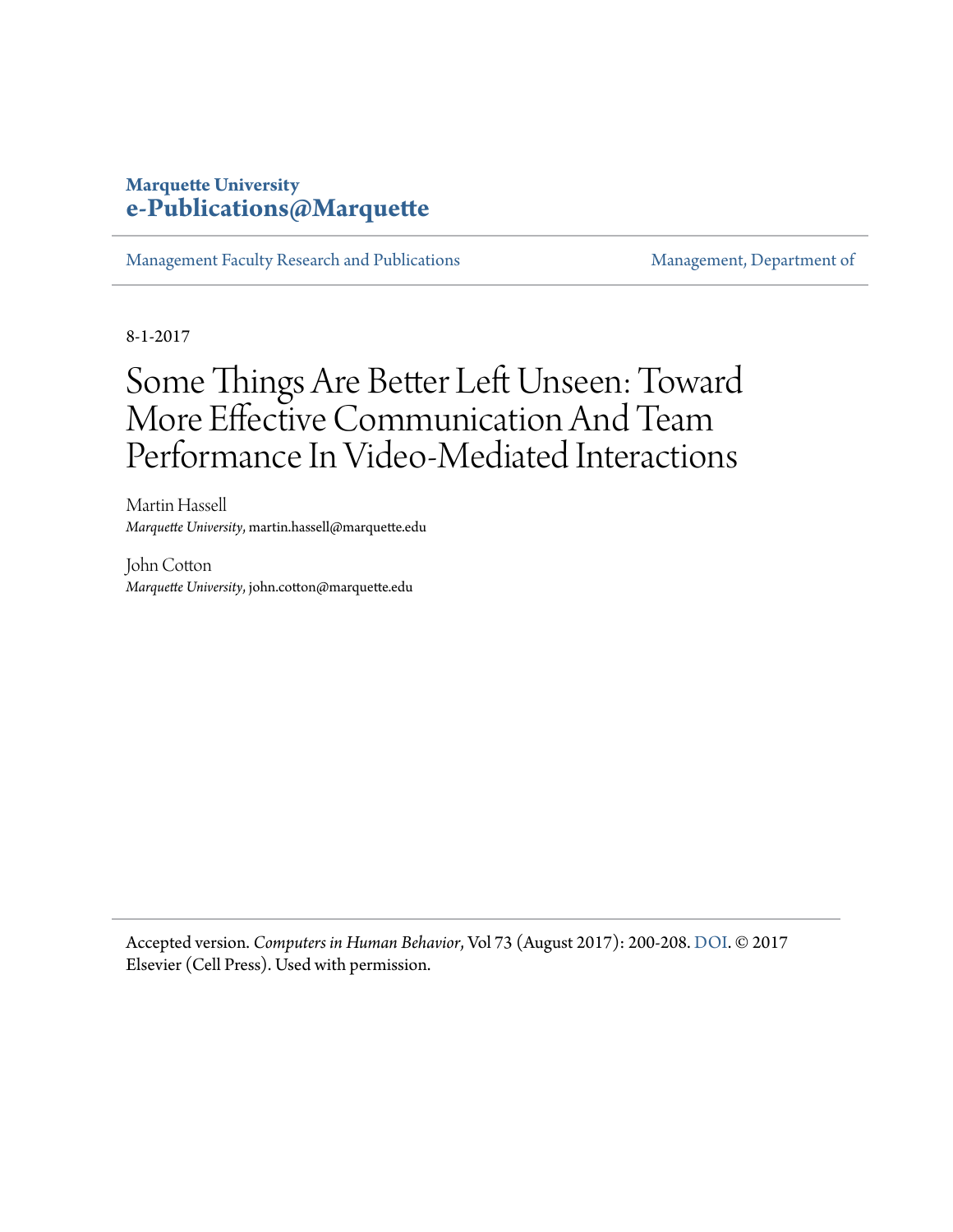**Marquette University**
**e-Publications@Marquette**

Management Faculty Research and Publications | Management, Department of

8-1-2017

# Some Things Are Better Left Unseen: Toward More Effective Communication And Team Performance In Video-Mediated Interactions

Martin Hassell
*Marquette University*, martin.hassell@marquette.edu

John Cotton
*Marquette University*, john.cotton@marquette.edu

Accepted version. *Computers in Human Behavior*, Vol 73 (August 2017): 200-208. DOI. © 2017 Elsevier (Cell Press). Used with permission.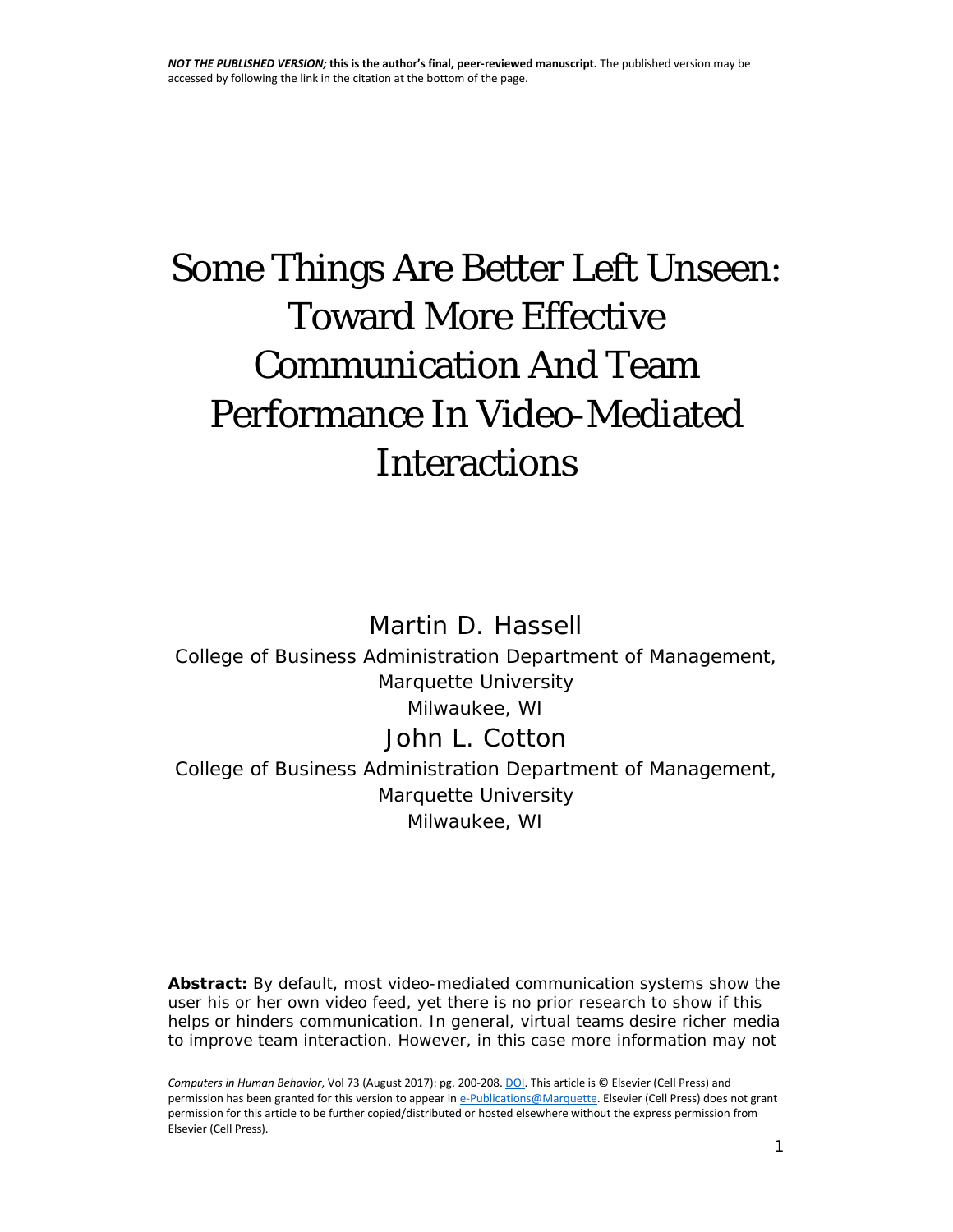# Some Things Are Better Left Unseen: Toward More Effective Communication And Team Performance In Video-Mediated Interactions

Martin D. Hassell

College of Business Administration Department of Management, Marquette University

Milwaukee, WI

John L. Cotton

College of Business Administration Department of Management, Marquette University

Milwaukee, WI

**Abstract:** By default, most video-mediated communication systems show the user his or her own video feed, yet there is no prior research to show if this helps or hinders communication. In general, virtual teams desire richer media to improve team interaction. However, in this case more information may not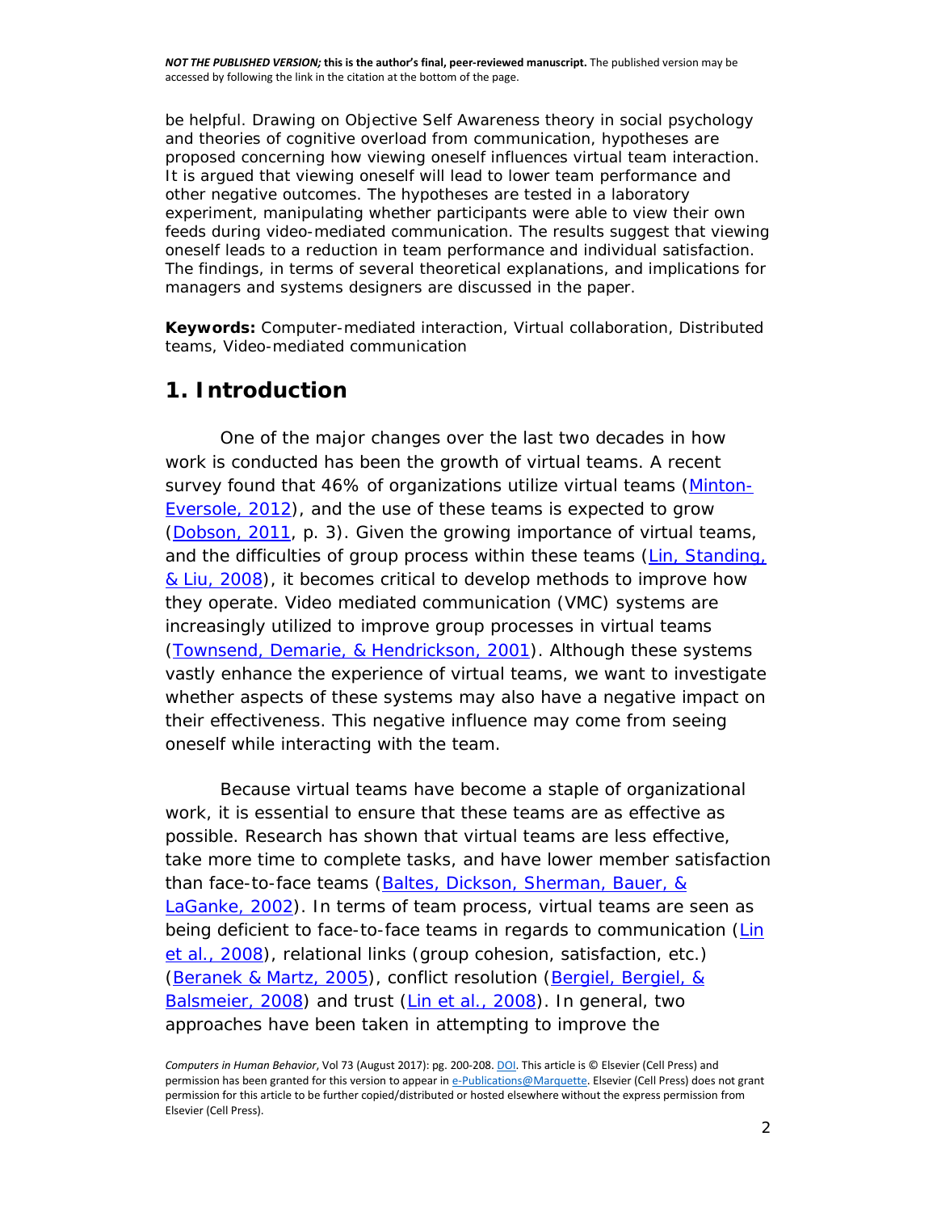be helpful. Drawing on Objective Self Awareness theory in social psychology and theories of cognitive overload from communication, hypotheses are proposed concerning how viewing oneself influences virtual team interaction. It is argued that viewing oneself will lead to lower team performance and other negative outcomes. The hypotheses are tested in a laboratory experiment, manipulating whether participants were able to view their own feeds during video-mediated communication. The results suggest that viewing oneself leads to a reduction in team performance and individual satisfaction. The findings, in terms of several theoretical explanations, and implications for managers and systems designers are discussed in the paper.

**Keywords:** Computer-mediated interaction, Virtual collaboration, Distributed teams, Video-mediated communication

## 1. Introduction

One of the major changes over the last two decades in how work is conducted has been the growth of virtual teams. A recent survey found that 46% of organizations utilize virtual teams (Minton-Eversole, 2012), and the use of these teams is expected to grow (Dobson, 2011, p. 3). Given the growing importance of virtual teams, and the difficulties of group process within these teams (Lin, Standing, & Liu, 2008), it becomes critical to develop methods to improve how they operate. Video mediated communication (VMC) systems are increasingly utilized to improve group processes in virtual teams (Townsend, Demarie, & Hendrickson, 2001). Although these systems vastly enhance the experience of virtual teams, we want to investigate whether aspects of these systems may also have a negative impact on their effectiveness. This negative influence may come from seeing oneself while interacting with the team.

Because virtual teams have become a staple of organizational work, it is essential to ensure that these teams are as effective as possible. Research has shown that virtual teams are less effective, take more time to complete tasks, and have lower member satisfaction than face-to-face teams (Baltes, Dickson, Sherman, Bauer, & LaGanke, 2002). In terms of team process, virtual teams are seen as being deficient to face-to-face teams in regards to communication (Lin et al., 2008), relational links (group cohesion, satisfaction, etc.) (Beranek & Martz, 2005), conflict resolution (Bergiel, Bergiel, & Balsmeier, 2008) and trust (Lin et al., 2008). In general, two approaches have been taken in attempting to improve the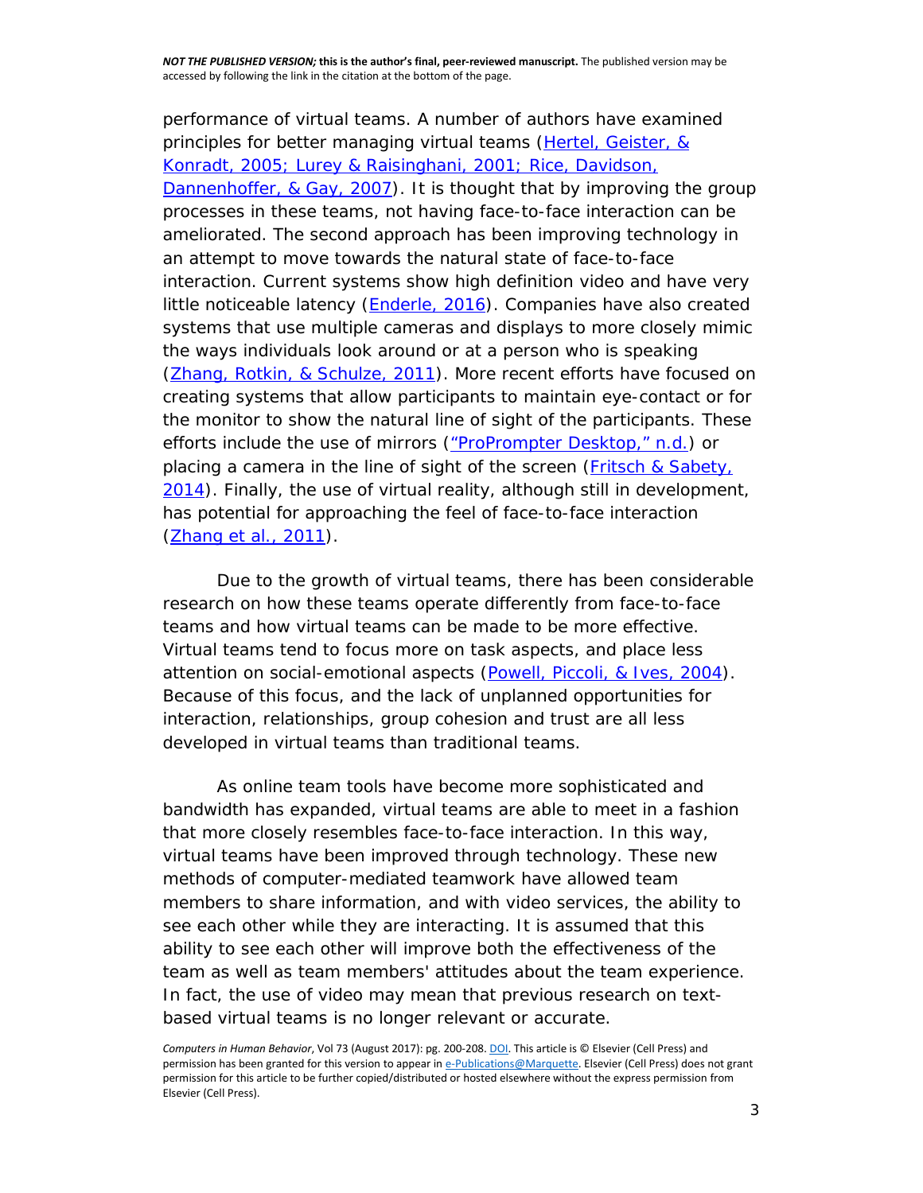performance of virtual teams. A number of authors have examined principles for better managing virtual teams (Hertel, Geister, & Konradt, 2005; Lurey & Raisinghani, 2001; Rice, Davidson, Dannenhoffer, & Gay, 2007). It is thought that by improving the group processes in these teams, not having face-to-face interaction can be ameliorated. The second approach has been improving technology in an attempt to move towards the natural state of face-to-face interaction. Current systems show high definition video and have very little noticeable latency (Enderle, 2016). Companies have also created systems that use multiple cameras and displays to more closely mimic the ways individuals look around or at a person who is speaking (Zhang, Rotkin, & Schulze, 2011). More recent efforts have focused on creating systems that allow participants to maintain eye-contact or for the monitor to show the natural line of sight of the participants. These efforts include the use of mirrors ("ProPrompter Desktop," n.d.) or placing a camera in the line of sight of the screen (Fritsch & Sabety, 2014). Finally, the use of virtual reality, although still in development, has potential for approaching the feel of face-to-face interaction (Zhang et al., 2011).

Due to the growth of virtual teams, there has been considerable research on how these teams operate differently from face-to-face teams and how virtual teams can be made to be more effective. Virtual teams tend to focus more on task aspects, and place less attention on social-emotional aspects (Powell, Piccoli, & Ives, 2004). Because of this focus, and the lack of unplanned opportunities for interaction, relationships, group cohesion and trust are all less developed in virtual teams than traditional teams.

As online team tools have become more sophisticated and bandwidth has expanded, virtual teams are able to meet in a fashion that more closely resembles face-to-face interaction. In this way, virtual teams have been improved through technology. These new methods of computer-mediated teamwork have allowed team members to share information, and with video services, the ability to see each other while they are interacting. It is assumed that this ability to see each other will improve both the effectiveness of the team as well as team members' attitudes about the team experience. In fact, the use of video may mean that previous research on text-based virtual teams is no longer relevant or accurate.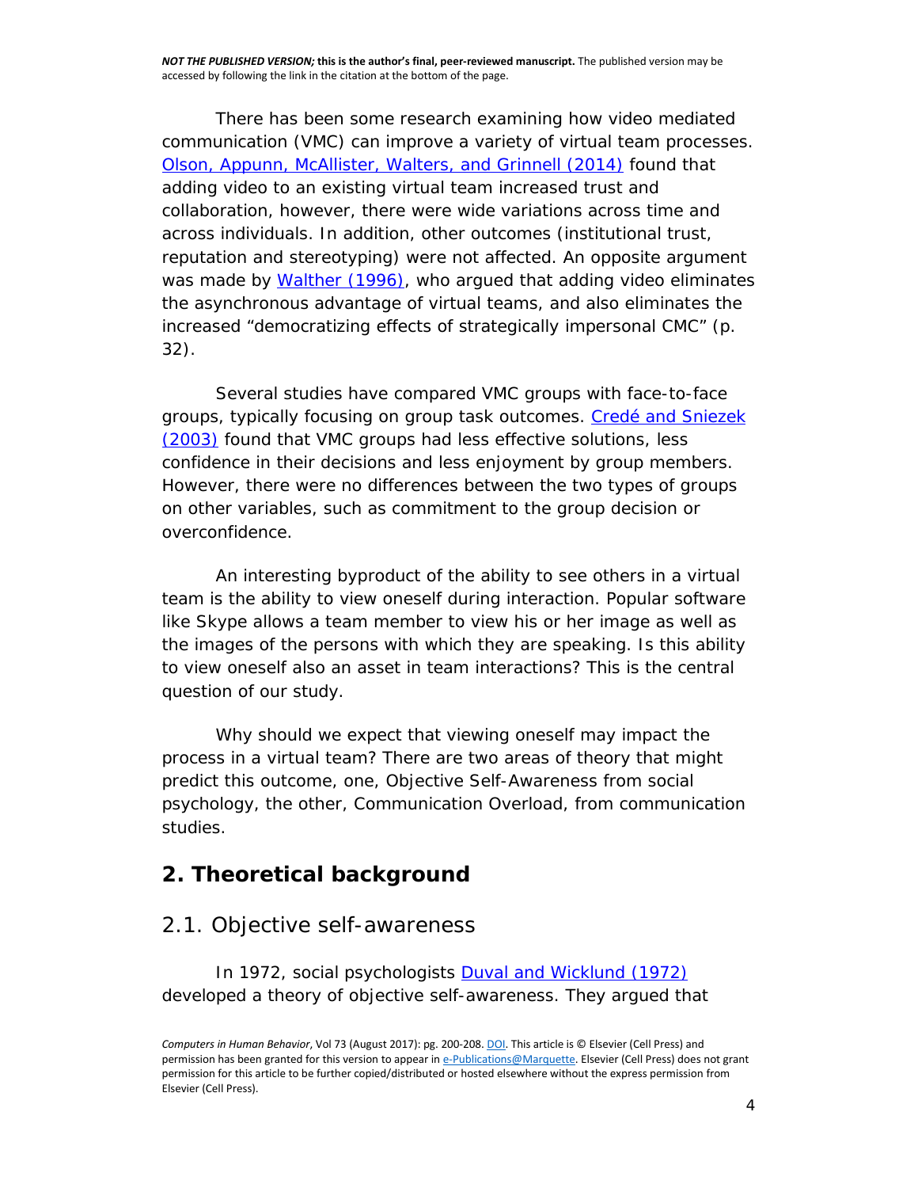There has been some research examining how video mediated communication (VMC) can improve a variety of virtual team processes. Olson, Appunn, McAllister, Walters, and Grinnell (2014) found that adding video to an existing virtual team increased trust and collaboration, however, there were wide variations across time and across individuals. In addition, other outcomes (institutional trust, reputation and stereotyping) were not affected. An opposite argument was made by Walther (1996), who argued that adding video eliminates the asynchronous advantage of virtual teams, and also eliminates the increased "democratizing effects of strategically impersonal CMC" (p. 32).

Several studies have compared VMC groups with face-to-face groups, typically focusing on group task outcomes. Credé and Sniezek (2003) found that VMC groups had less effective solutions, less confidence in their decisions and less enjoyment by group members. However, there were no differences between the two types of groups on other variables, such as commitment to the group decision or overconfidence.

An interesting byproduct of the ability to see others in a virtual team is the ability to view oneself during interaction. Popular software like Skype allows a team member to view his or her image as well as the images of the persons with which they are speaking. Is this ability to view oneself also an asset in team interactions? This is the central question of our study.

Why should we expect that viewing oneself may impact the process in a virtual team? There are two areas of theory that might predict this outcome, one, Objective Self-Awareness from social psychology, the other, Communication Overload, from communication studies.

## 2. Theoretical background

### 2.1. Objective self-awareness

In 1972, social psychologists Duval and Wicklund (1972) developed a theory of objective self-awareness. They argued that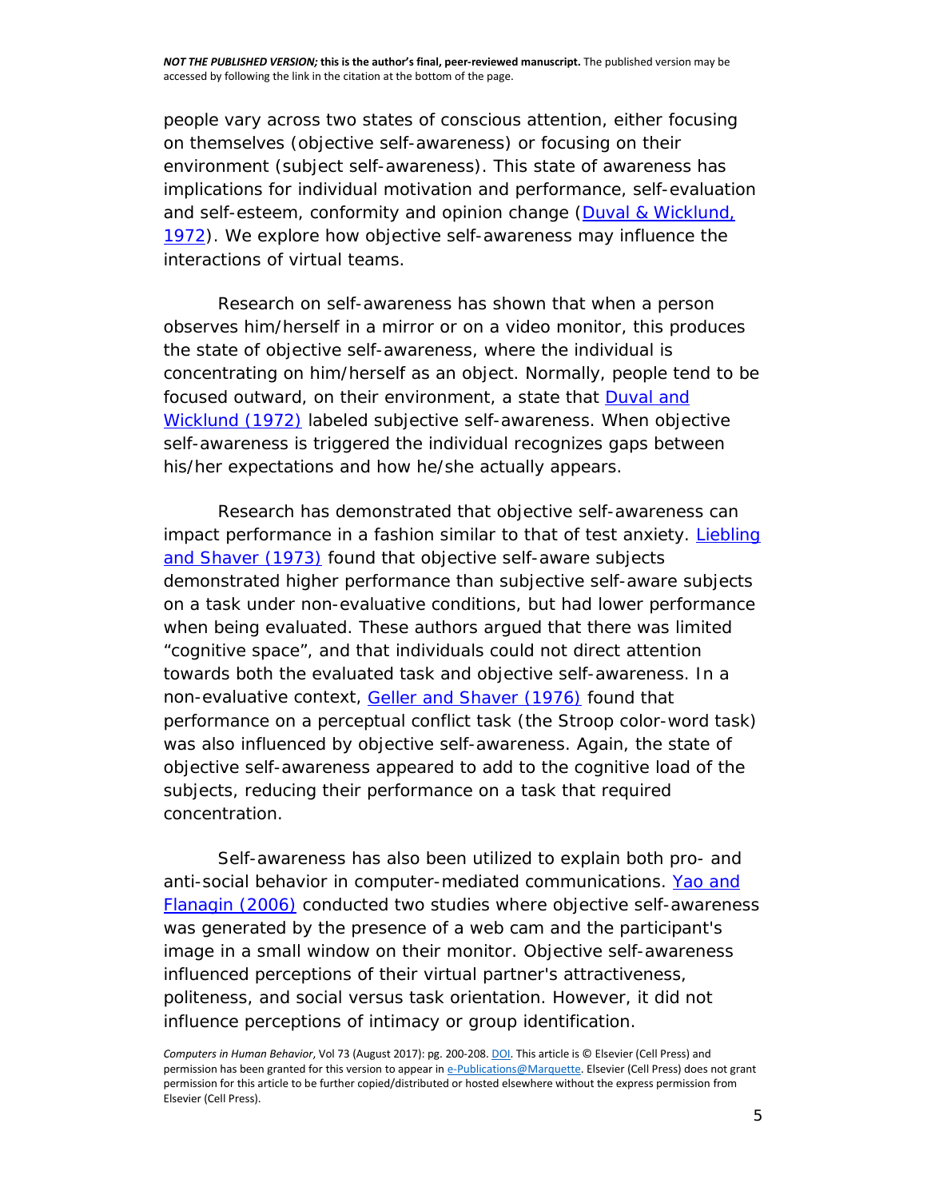people vary across two states of conscious attention, either focusing on themselves (objective self-awareness) or focusing on their environment (subject self-awareness). This state of awareness has implications for individual motivation and performance, self-evaluation and self-esteem, conformity and opinion change (Duval & Wicklund, 1972). We explore how objective self-awareness may influence the interactions of virtual teams.

Research on self-awareness has shown that when a person observes him/herself in a mirror or on a video monitor, this produces the state of objective self-awareness, where the individual is concentrating on him/herself as an object. Normally, people tend to be focused outward, on their environment, a state that Duval and Wicklund (1972) labeled subjective self-awareness. When objective self-awareness is triggered the individual recognizes gaps between his/her expectations and how he/she actually appears.

Research has demonstrated that objective self-awareness can impact performance in a fashion similar to that of test anxiety. Liebling and Shaver (1973) found that objective self-aware subjects demonstrated higher performance than subjective self-aware subjects on a task under non-evaluative conditions, but had lower performance when being evaluated. These authors argued that there was limited "cognitive space", and that individuals could not direct attention towards both the evaluated task and objective self-awareness. In a non-evaluative context, Geller and Shaver (1976) found that performance on a perceptual conflict task (the Stroop color-word task) was also influenced by objective self-awareness. Again, the state of objective self-awareness appeared to add to the cognitive load of the subjects, reducing their performance on a task that required concentration.

Self-awareness has also been utilized to explain both pro- and anti-social behavior in computer-mediated communications. Yao and Flanagin (2006) conducted two studies where objective self-awareness was generated by the presence of a web cam and the participant's image in a small window on their monitor. Objective self-awareness influenced perceptions of their virtual partner's attractiveness, politeness, and social versus task orientation. However, it did not influence perceptions of intimacy or group identification.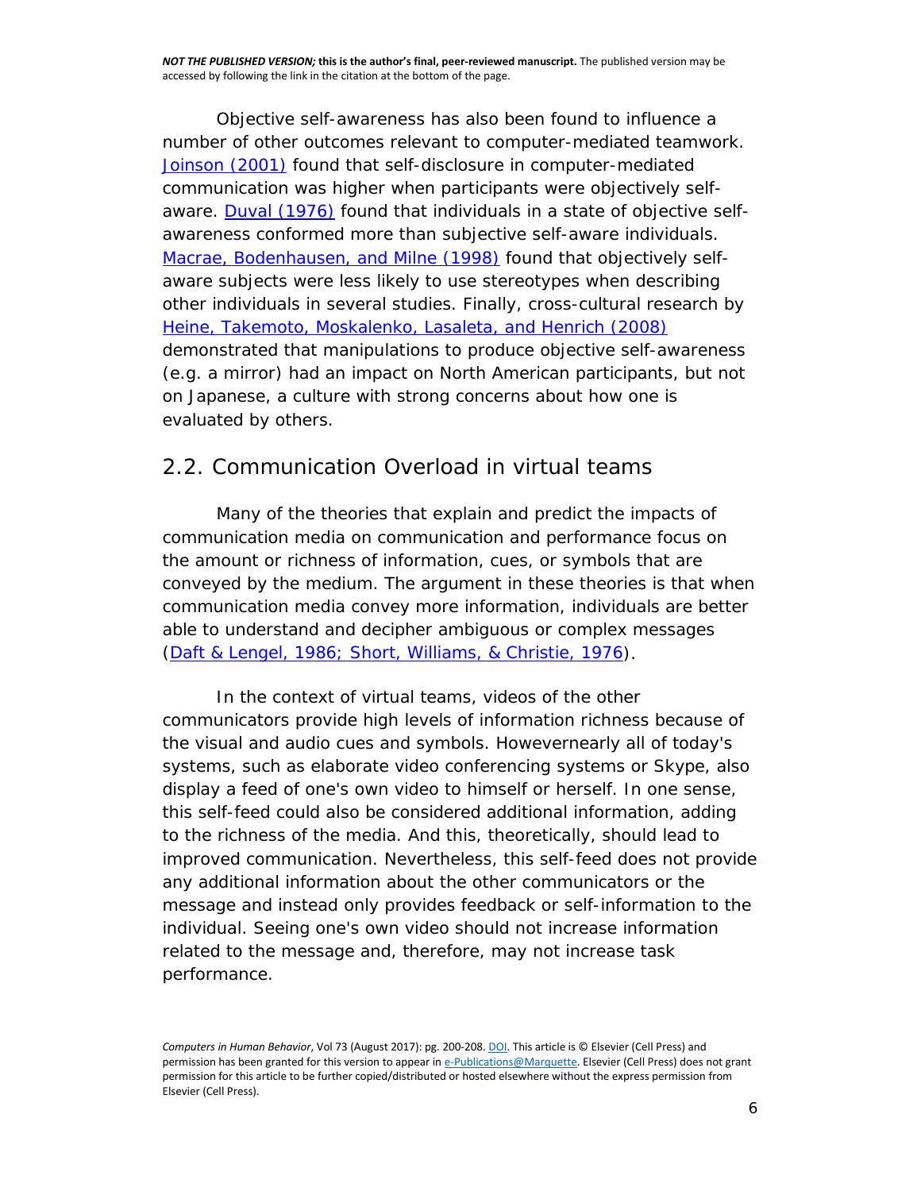Objective self-awareness has also been found to influence a number of other outcomes relevant to computer-mediated teamwork. Joinson (2001) found that self-disclosure in computer-mediated communication was higher when participants were objectively self-aware. Duval (1976) found that individuals in a state of objective self-awareness conformed more than subjective self-aware individuals. Macrae, Bodenhausen, and Milne (1998) found that objectively self-aware subjects were less likely to use stereotypes when describing other individuals in several studies. Finally, cross-cultural research by Heine, Takemoto, Moskalenko, Lasaleta, and Henrich (2008) demonstrated that manipulations to produce objective self-awareness (e.g. a mirror) had an impact on North American participants, but not on Japanese, a culture with strong concerns about how one is evaluated by others.

## 2.2. Communication Overload in virtual teams

Many of the theories that explain and predict the impacts of communication media on communication and performance focus on the amount or richness of information, cues, or symbols that are conveyed by the medium. The argument in these theories is that when communication media convey more information, individuals are better able to understand and decipher ambiguous or complex messages (Daft & Lengel, 1986; Short, Williams, & Christie, 1976).

In the context of virtual teams, videos of the other communicators provide high levels of information richness because of the visual and audio cues and symbols. Howevernearly all of today's systems, such as elaborate video conferencing systems or Skype, also display a feed of one's own video to himself or herself. In one sense, this self-feed could also be considered additional information, adding to the richness of the media. And this, theoretically, should lead to improved communication. Nevertheless, this self-feed does not provide any additional information about the other communicators or the message and instead only provides feedback or self-information to the individual. Seeing one's own video should not increase information related to the message and, therefore, may not increase task performance.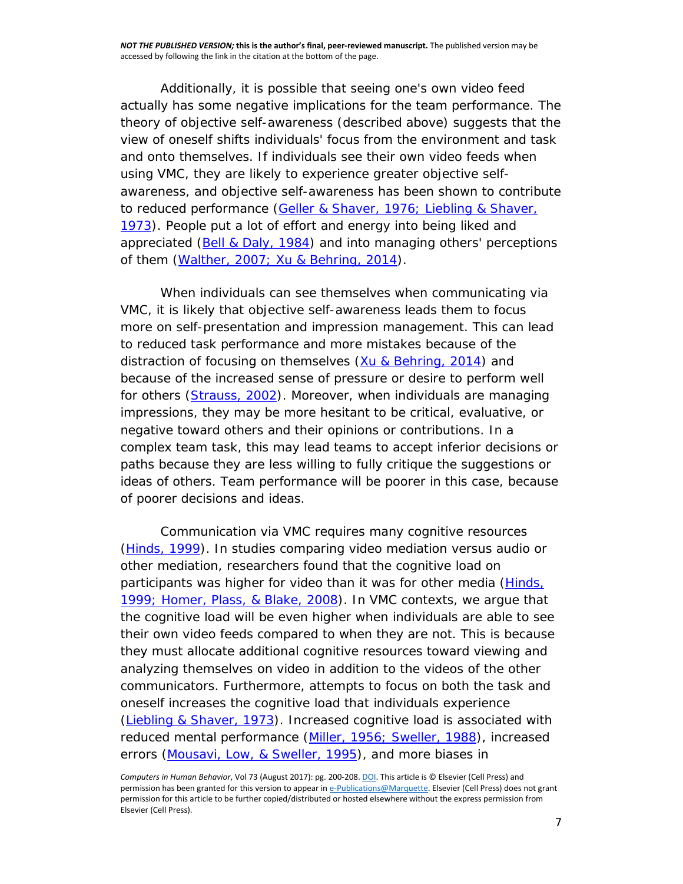Additionally, it is possible that seeing one's own video feed actually has some negative implications for the team performance. The theory of objective self-awareness (described above) suggests that the view of oneself shifts individuals' focus from the environment and task and onto themselves. If individuals see their own video feeds when using VMC, they are likely to experience greater objective self-awareness, and objective self-awareness has been shown to contribute to reduced performance (Geller & Shaver, 1976; Liebling & Shaver, 1973). People put a lot of effort and energy into being liked and appreciated (Bell & Daly, 1984) and into managing others' perceptions of them (Walther, 2007; Xu & Behring, 2014).

When individuals can see themselves when communicating via VMC, it is likely that objective self-awareness leads them to focus more on self-presentation and impression management. This can lead to reduced task performance and more mistakes because of the distraction of focusing on themselves (Xu & Behring, 2014) and because of the increased sense of pressure or desire to perform well for others (Strauss, 2002). Moreover, when individuals are managing impressions, they may be more hesitant to be critical, evaluative, or negative toward others and their opinions or contributions. In a complex team task, this may lead teams to accept inferior decisions or paths because they are less willing to fully critique the suggestions or ideas of others. Team performance will be poorer in this case, because of poorer decisions and ideas.

Communication via VMC requires many cognitive resources (Hinds, 1999). In studies comparing video mediation versus audio or other mediation, researchers found that the cognitive load on participants was higher for video than it was for other media (Hinds, 1999; Homer, Plass, & Blake, 2008). In VMC contexts, we argue that the cognitive load will be even higher when individuals are able to see their own video feeds compared to when they are not. This is because they must allocate additional cognitive resources toward viewing and analyzing themselves on video in addition to the videos of the other communicators. Furthermore, attempts to focus on both the task and oneself increases the cognitive load that individuals experience (Liebling & Shaver, 1973). Increased cognitive load is associated with reduced mental performance (Miller, 1956; Sweller, 1988), increased errors (Mousavi, Low, & Sweller, 1995), and more biases in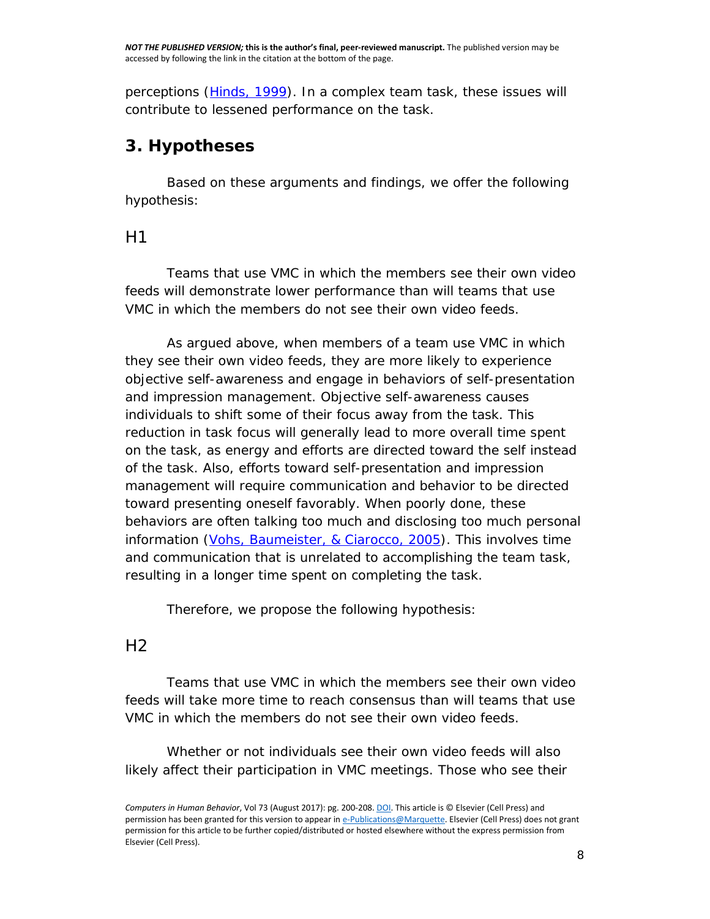perceptions (Hinds, 1999). In a complex team task, these issues will contribute to lessened performance on the task.

## 3. Hypotheses

Based on these arguments and findings, we offer the following hypothesis:

### H1

Teams that use VMC in which the members see their own video feeds will demonstrate lower performance than will teams that use VMC in which the members do not see their own video feeds.

As argued above, when members of a team use VMC in which they see their own video feeds, they are more likely to experience objective self-awareness and engage in behaviors of self-presentation and impression management. Objective self-awareness causes individuals to shift some of their focus away from the task. This reduction in task focus will generally lead to more overall time spent on the task, as energy and efforts are directed toward the self instead of the task. Also, efforts toward self-presentation and impression management will require communication and behavior to be directed toward presenting oneself favorably. When poorly done, these behaviors are often talking too much and disclosing too much personal information (Vohs, Baumeister, & Ciarocco, 2005). This involves time and communication that is unrelated to accomplishing the team task, resulting in a longer time spent on completing the task.

Therefore, we propose the following hypothesis:

### H2

Teams that use VMC in which the members see their own video feeds will take more time to reach consensus than will teams that use VMC in which the members do not see their own video feeds.

Whether or not individuals see their own video feeds will also likely affect their participation in VMC meetings. Those who see their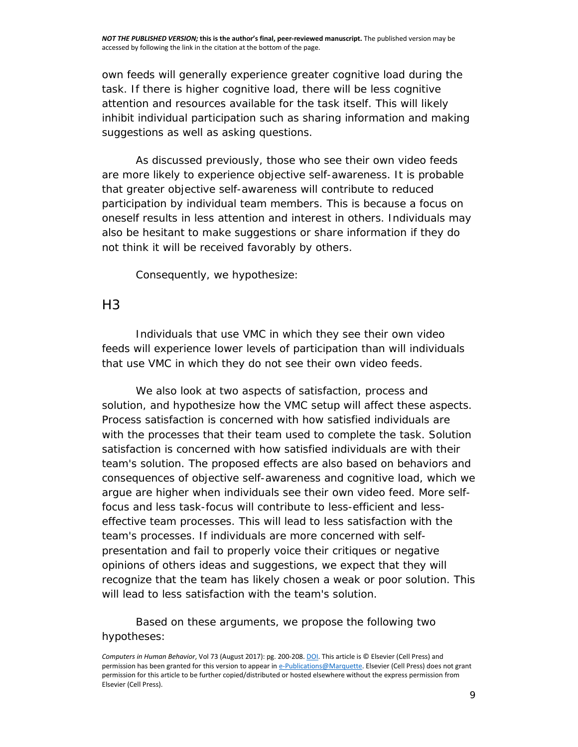own feeds will generally experience greater cognitive load during the task. If there is higher cognitive load, there will be less cognitive attention and resources available for the task itself. This will likely inhibit individual participation such as sharing information and making suggestions as well as asking questions.

As discussed previously, those who see their own video feeds are more likely to experience objective self-awareness. It is probable that greater objective self-awareness will contribute to reduced participation by individual team members. This is because a focus on oneself results in less attention and interest in others. Individuals may also be hesitant to make suggestions or share information if they do not think it will be received favorably by others.

Consequently, we hypothesize:

## H3

Individuals that use VMC in which they see their own video feeds will experience lower levels of participation than will individuals that use VMC in which they do not see their own video feeds.

We also look at two aspects of satisfaction, process and solution, and hypothesize how the VMC setup will affect these aspects. Process satisfaction is concerned with how satisfied individuals are with the processes that their team used to complete the task. Solution satisfaction is concerned with how satisfied individuals are with their team's solution. The proposed effects are also based on behaviors and consequences of objective self-awareness and cognitive load, which we argue are higher when individuals see their own video feed. More self-focus and less task-focus will contribute to less-efficient and less-effective team processes. This will lead to less satisfaction with the team's processes. If individuals are more concerned with self-presentation and fail to properly voice their critiques or negative opinions of others ideas and suggestions, we expect that they will recognize that the team has likely chosen a weak or poor solution. This will lead to less satisfaction with the team's solution.

Based on these arguments, we propose the following two hypotheses: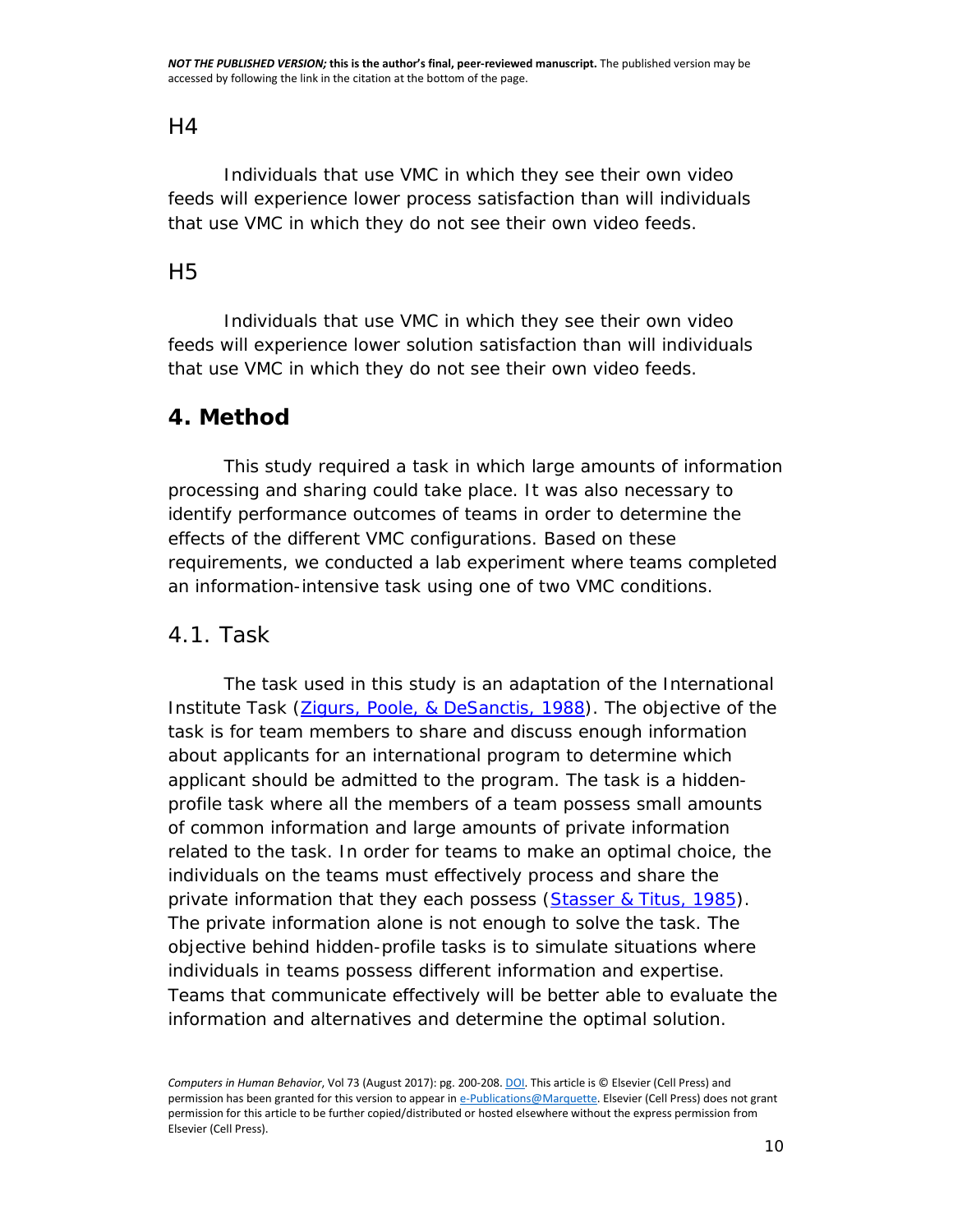### H4

Individuals that use VMC in which they see their own video feeds will experience lower process satisfaction than will individuals that use VMC in which they do not see their own video feeds.

### H5

Individuals that use VMC in which they see their own video feeds will experience lower solution satisfaction than will individuals that use VMC in which they do not see their own video feeds.

## 4. Method

This study required a task in which large amounts of information processing and sharing could take place. It was also necessary to identify performance outcomes of teams in order to determine the effects of the different VMC configurations. Based on these requirements, we conducted a lab experiment where teams completed an information-intensive task using one of two VMC conditions.

### 4.1. Task

The task used in this study is an adaptation of the International Institute Task (Zigurs, Poole, & DeSanctis, 1988). The objective of the task is for team members to share and discuss enough information about applicants for an international program to determine which applicant should be admitted to the program. The task is a hidden-profile task where all the members of a team possess small amounts of common information and large amounts of private information related to the task. In order for teams to make an optimal choice, the individuals on the teams must effectively process and share the private information that they each possess (Stasser & Titus, 1985). The private information alone is not enough to solve the task. The objective behind hidden-profile tasks is to simulate situations where individuals in teams possess different information and expertise. Teams that communicate effectively will be better able to evaluate the information and alternatives and determine the optimal solution.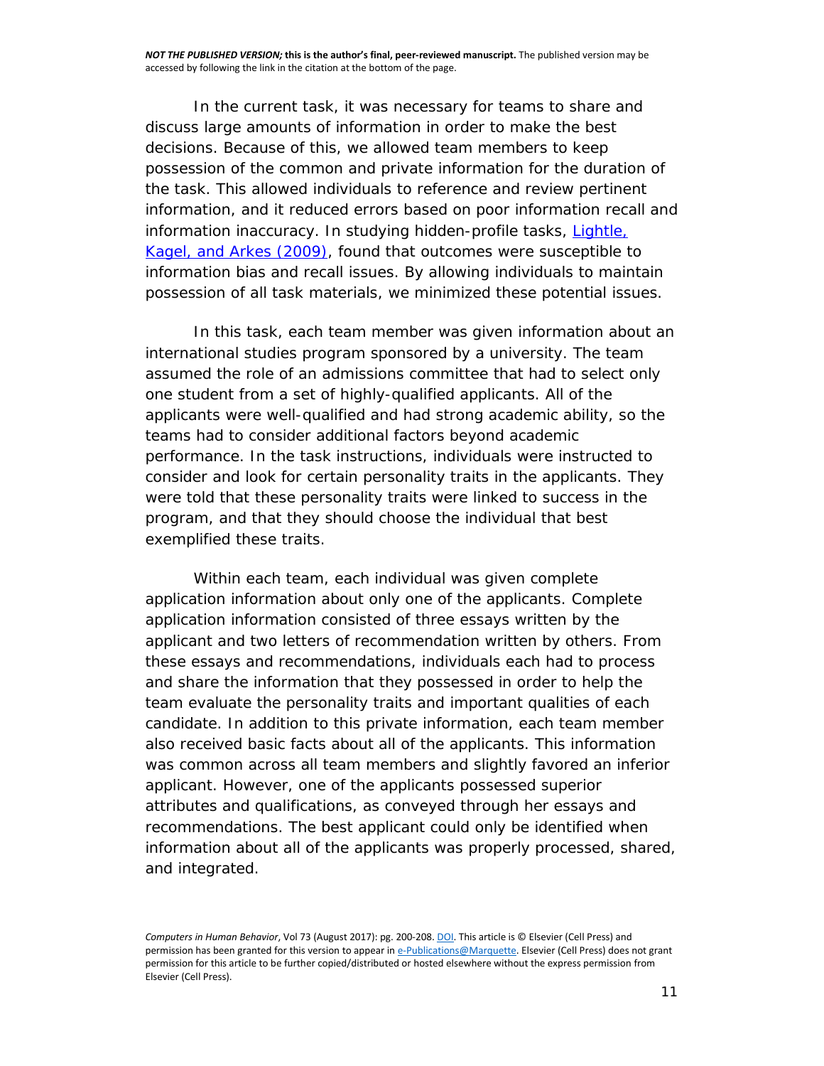In the current task, it was necessary for teams to share and discuss large amounts of information in order to make the best decisions. Because of this, we allowed team members to keep possession of the common and private information for the duration of the task. This allowed individuals to reference and review pertinent information, and it reduced errors based on poor information recall and information inaccuracy. In studying hidden-profile tasks, Lightle, Kagel, and Arkes (2009), found that outcomes were susceptible to information bias and recall issues. By allowing individuals to maintain possession of all task materials, we minimized these potential issues.

In this task, each team member was given information about an international studies program sponsored by a university. The team assumed the role of an admissions committee that had to select only one student from a set of highly-qualified applicants. All of the applicants were well-qualified and had strong academic ability, so the teams had to consider additional factors beyond academic performance. In the task instructions, individuals were instructed to consider and look for certain personality traits in the applicants. They were told that these personality traits were linked to success in the program, and that they should choose the individual that best exemplified these traits.

Within each team, each individual was given complete application information about only one of the applicants. Complete application information consisted of three essays written by the applicant and two letters of recommendation written by others. From these essays and recommendations, individuals each had to process and share the information that they possessed in order to help the team evaluate the personality traits and important qualities of each candidate. In addition to this private information, each team member also received basic facts about all of the applicants. This information was common across all team members and slightly favored an inferior applicant. However, one of the applicants possessed superior attributes and qualifications, as conveyed through her essays and recommendations. The best applicant could only be identified when information about all of the applicants was properly processed, shared, and integrated.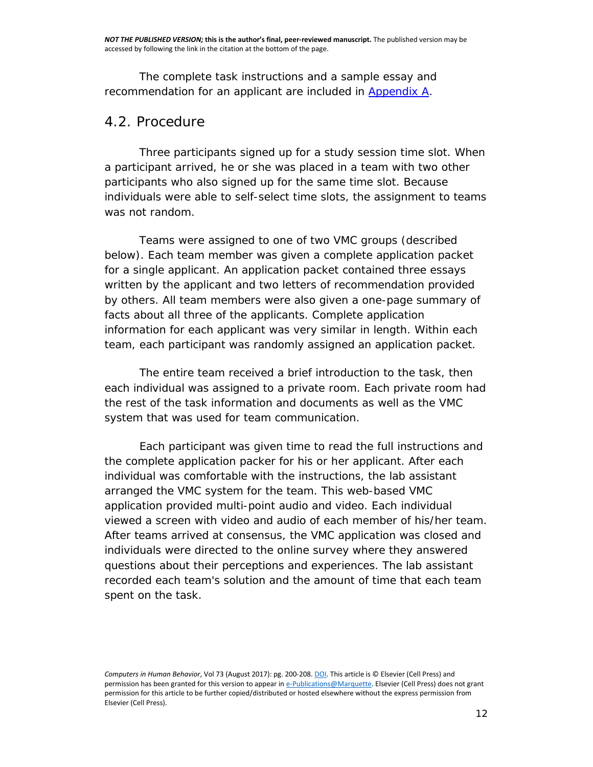The complete task instructions and a sample essay and recommendation for an applicant are included in [Appendix A](#).

## 4.2. Procedure

Three participants signed up for a study session time slot. When a participant arrived, he or she was placed in a team with two other participants who also signed up for the same time slot. Because individuals were able to self-select time slots, the assignment to teams was not random.

Teams were assigned to one of two VMC groups (described below). Each team member was given a complete application packet for a single applicant. An application packet contained three essays written by the applicant and two letters of recommendation provided by others. All team members were also given a one-page summary of facts about all three of the applicants. Complete application information for each applicant was very similar in length. Within each team, each participant was randomly assigned an application packet.

The entire team received a brief introduction to the task, then each individual was assigned to a private room. Each private room had the rest of the task information and documents as well as the VMC system that was used for team communication.

Each participant was given time to read the full instructions and the complete application packer for his or her applicant. After each individual was comfortable with the instructions, the lab assistant arranged the VMC system for the team. This web-based VMC application provided multi-point audio and video. Each individual viewed a screen with video and audio of each member of his/her team. After teams arrived at consensus, the VMC application was closed and individuals were directed to the online survey where they answered questions about their perceptions and experiences. The lab assistant recorded each team's solution and the amount of time that each team spent on the task.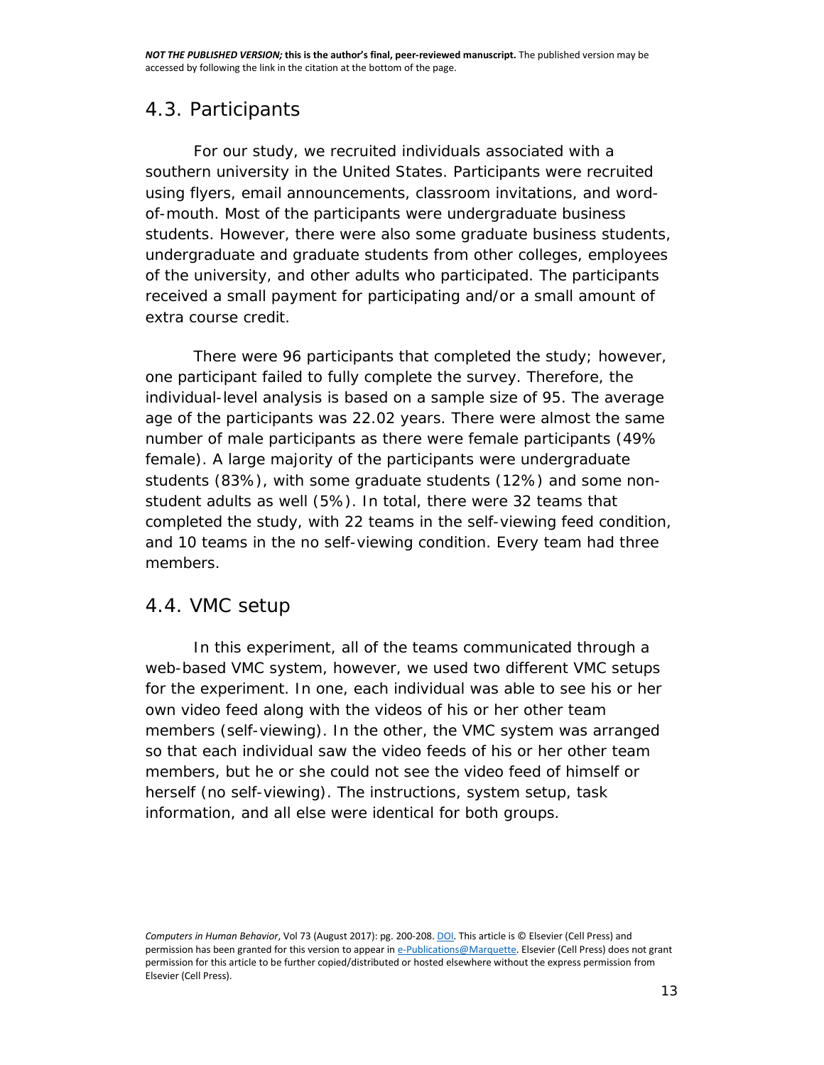## 4.3. Participants

For our study, we recruited individuals associated with a southern university in the United States. Participants were recruited using flyers, email announcements, classroom invitations, and word-of-mouth. Most of the participants were undergraduate business students. However, there were also some graduate business students, undergraduate and graduate students from other colleges, employees of the university, and other adults who participated. The participants received a small payment for participating and/or a small amount of extra course credit.

There were 96 participants that completed the study; however, one participant failed to fully complete the survey. Therefore, the individual-level analysis is based on a sample size of 95. The average age of the participants was 22.02 years. There were almost the same number of male participants as there were female participants (49% female). A large majority of the participants were undergraduate students (83%), with some graduate students (12%) and some non-student adults as well (5%). In total, there were 32 teams that completed the study, with 22 teams in the self-viewing feed condition, and 10 teams in the no self-viewing condition. Every team had three members.

## 4.4. VMC setup

In this experiment, all of the teams communicated through a web-based VMC system, however, we used two different VMC setups for the experiment. In one, each individual was able to see his or her own video feed along with the videos of his or her other team members (self-viewing). In the other, the VMC system was arranged so that each individual saw the video feeds of his or her other team members, but he or she could not see the video feed of himself or herself (no self-viewing). The instructions, system setup, task information, and all else were identical for both groups.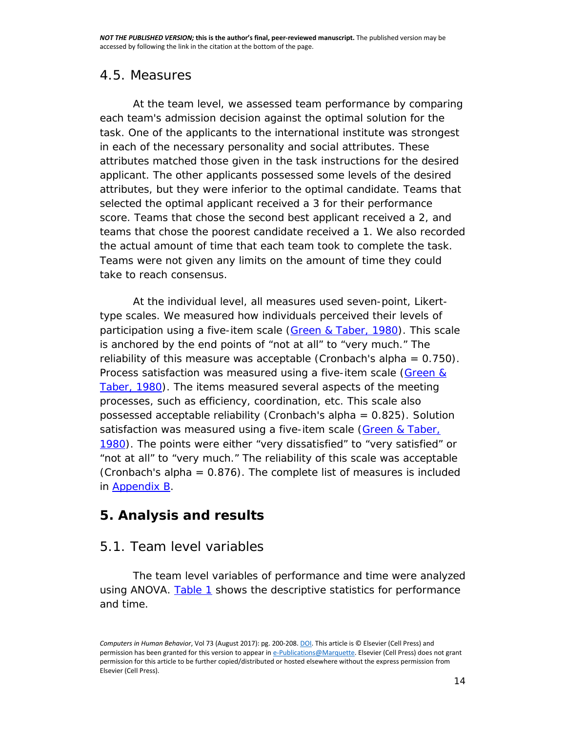## 4.5. Measures

At the team level, we assessed team performance by comparing each team's admission decision against the optimal solution for the task. One of the applicants to the international institute was strongest in each of the necessary personality and social attributes. These attributes matched those given in the task instructions for the desired applicant. The other applicants possessed some levels of the desired attributes, but they were inferior to the optimal candidate. Teams that selected the optimal applicant received a 3 for their performance score. Teams that chose the second best applicant received a 2, and teams that chose the poorest candidate received a 1. We also recorded the actual amount of time that each team took to complete the task. Teams were not given any limits on the amount of time they could take to reach consensus.

At the individual level, all measures used seven-point, Likert-type scales. We measured how individuals perceived their levels of participation using a five-item scale (Green & Taber, 1980). This scale is anchored by the end points of "not at all" to "very much." The reliability of this measure was acceptable (Cronbach's alpha = 0.750). Process satisfaction was measured using a five-item scale (Green & Taber, 1980). The items measured several aspects of the meeting processes, such as efficiency, coordination, etc. This scale also possessed acceptable reliability (Cronbach's alpha = 0.825). Solution satisfaction was measured using a five-item scale (Green & Taber, 1980). The points were either "very dissatisfied" to "very satisfied" or "not at all" to "very much." The reliability of this scale was acceptable (Cronbach's alpha = 0.876). The complete list of measures is included in Appendix B.

# 5. Analysis and results

## 5.1. Team level variables

The team level variables of performance and time were analyzed using ANOVA. Table 1 shows the descriptive statistics for performance and time.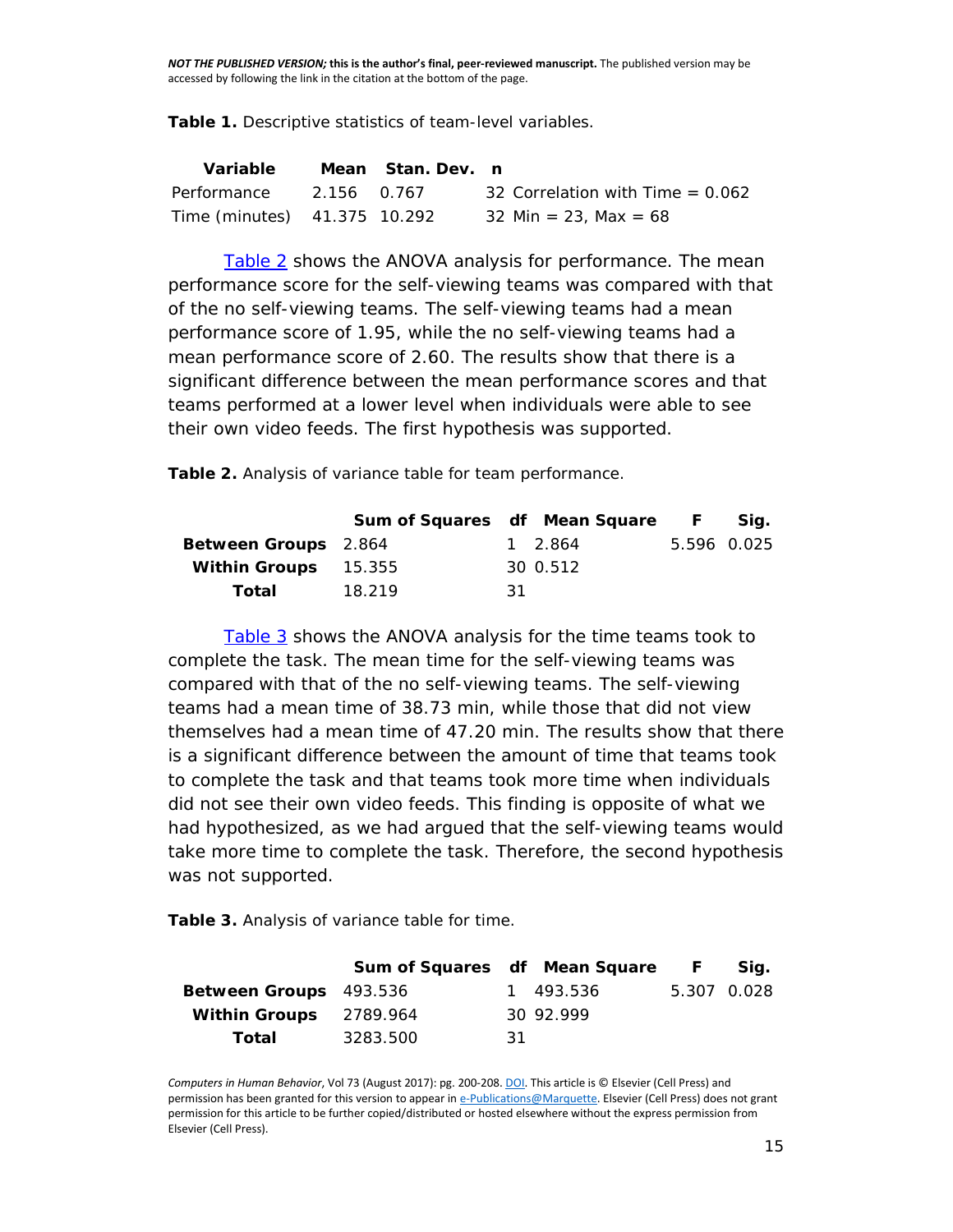**Table 1.** Descriptive statistics of team-level variables.

| Variable | Mean | Stan. Dev. | n | |
|---|---|---|---|---|
| Performance | 2.156 | 0.767 | 32 | Correlation with Time = 0.062 |
| Time (minutes) | 41.375 | 10.292 | 32 | Min = 23, Max = 68 |

Table 2 shows the ANOVA analysis for performance. The mean performance score for the self-viewing teams was compared with that of the no self-viewing teams. The self-viewing teams had a mean performance score of 1.95, while the no self-viewing teams had a mean performance score of 2.60. The results show that there is a significant difference between the mean performance scores and that teams performed at a lower level when individuals were able to see their own video feeds. The first hypothesis was supported.

**Table 2.** Analysis of variance table for team performance.

| | Sum of Squares | df | Mean Square | F | Sig. |
|---|---|---|---|---|---|
| **Between Groups** | 2.864 | 1 | 2.864 | 5.596 | 0.025 |
| **Within Groups** | 15.355 | 30 | 0.512 | | |
| **Total** | 18.219 | 31 | | | |

Table 3 shows the ANOVA analysis for the time teams took to complete the task. The mean time for the self-viewing teams was compared with that of the no self-viewing teams. The self-viewing teams had a mean time of 38.73 min, while those that did not view themselves had a mean time of 47.20 min. The results show that there is a significant difference between the amount of time that teams took to complete the task and that teams took more time when individuals did not see their own video feeds. This finding is opposite of what we had hypothesized, as we had argued that the self-viewing teams would take more time to complete the task. Therefore, the second hypothesis was not supported.

**Table 3.** Analysis of variance table for time.

| | Sum of Squares | df | Mean Square | F | Sig. |
|---|---|---|---|---|---|
| **Between Groups** | 493.536 | 1 | 493.536 | 5.307 | 0.028 |
| **Within Groups** | 2789.964 | 30 | 92.999 | | |
| **Total** | 3283.500 | 31 | | | |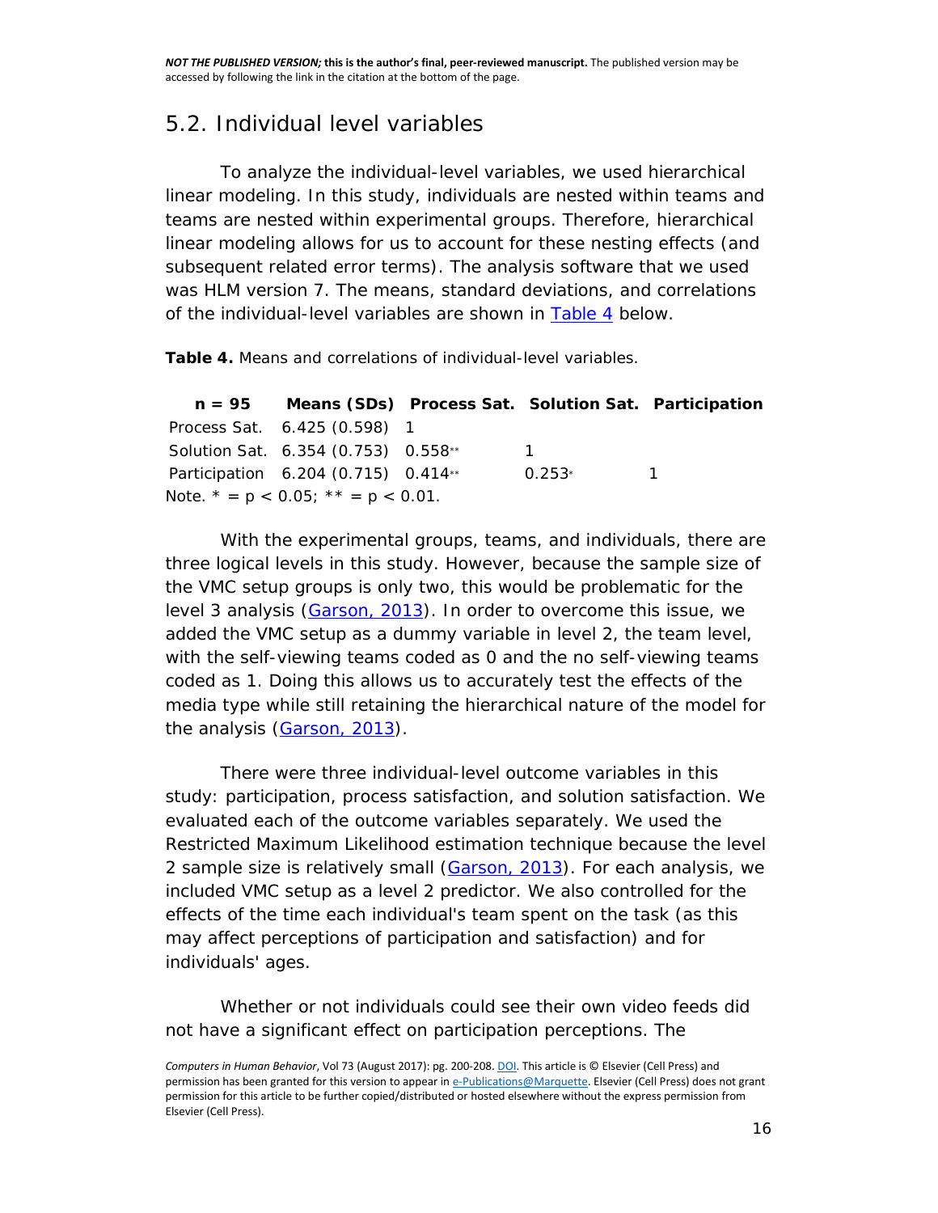## 5.2. Individual level variables

To analyze the individual-level variables, we used hierarchical linear modeling. In this study, individuals are nested within teams and teams are nested within experimental groups. Therefore, hierarchical linear modeling allows for us to account for these nesting effects (and subsequent related error terms). The analysis software that we used was HLM version 7. The means, standard deviations, and correlations of the individual-level variables are shown in Table 4 below.

**Table 4.** Means and correlations of individual-level variables.

| n = 95 | Means (SDs) | Process Sat. | Solution Sat. | Participation |
|---|---|---|---|---|
| Process Sat. | 6.425 (0.598) | 1 | | |
| Solution Sat. | 6.354 (0.753) | 0.558** | 1 | |
| Participation | 6.204 (0.715) | 0.414** | 0.253* | 1 |

Note. * = $p < 0.05$; ** = $p < 0.01$.

With the experimental groups, teams, and individuals, there are three logical levels in this study. However, because the sample size of the VMC setup groups is only two, this would be problematic for the level 3 analysis (Garson, 2013). In order to overcome this issue, we added the VMC setup as a dummy variable in level 2, the team level, with the self-viewing teams coded as 0 and the no self-viewing teams coded as 1. Doing this allows us to accurately test the effects of the media type while still retaining the hierarchical nature of the model for the analysis (Garson, 2013).

There were three individual-level outcome variables in this study: participation, process satisfaction, and solution satisfaction. We evaluated each of the outcome variables separately. We used the Restricted Maximum Likelihood estimation technique because the level 2 sample size is relatively small (Garson, 2013). For each analysis, we included VMC setup as a level 2 predictor. We also controlled for the effects of the time each individual's team spent on the task (as this may affect perceptions of participation and satisfaction) and for individuals' ages.

Whether or not individuals could see their own video feeds did not have a significant effect on participation perceptions. The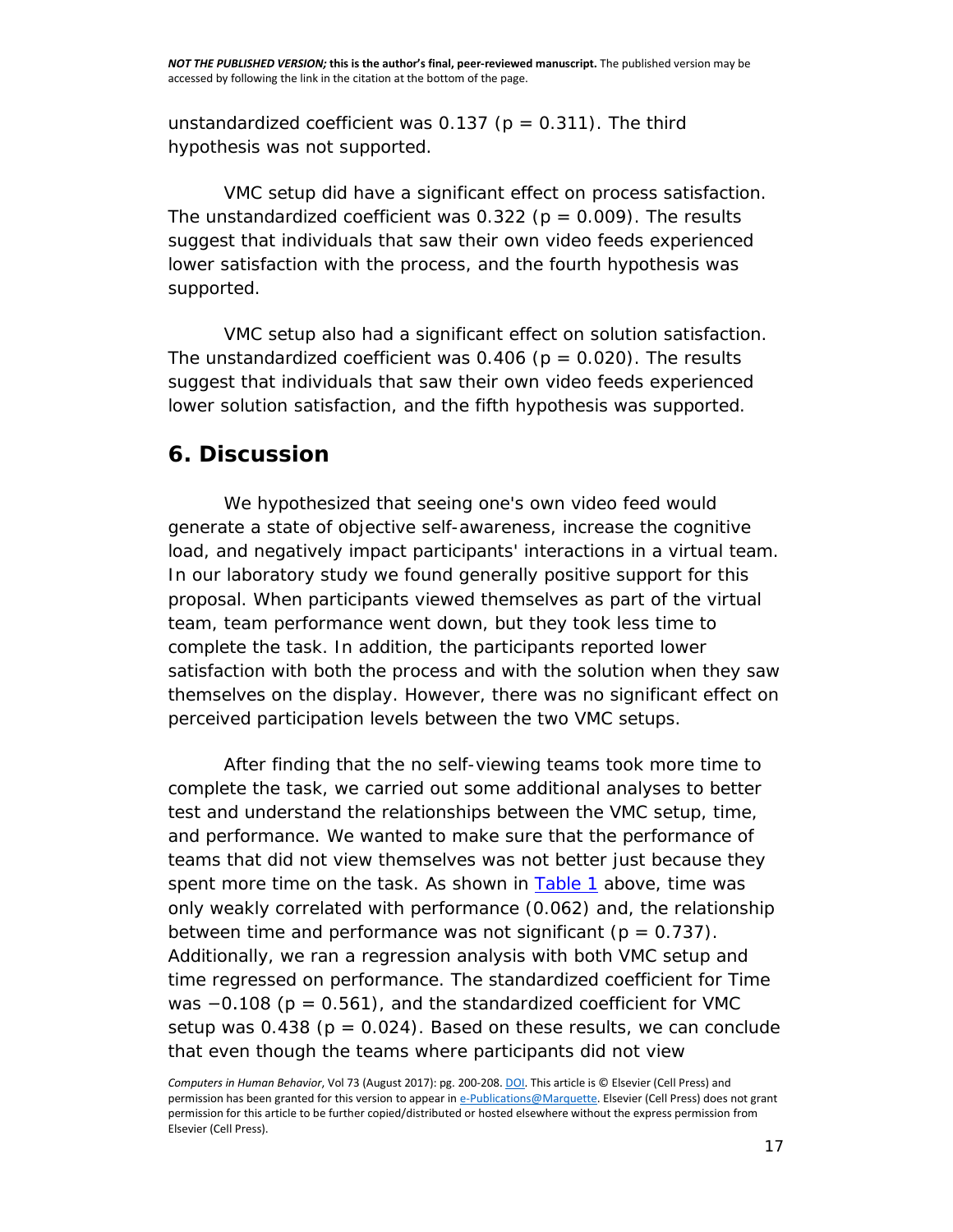unstandardized coefficient was 0.137 ($p = 0.311$). The third hypothesis was not supported.

VMC setup did have a significant effect on process satisfaction. The unstandardized coefficient was 0.322 ($p = 0.009$). The results suggest that individuals that saw their own video feeds experienced lower satisfaction with the process, and the fourth hypothesis was supported.

VMC setup also had a significant effect on solution satisfaction. The unstandardized coefficient was 0.406 ($p = 0.020$). The results suggest that individuals that saw their own video feeds experienced lower solution satisfaction, and the fifth hypothesis was supported.

## 6. Discussion

We hypothesized that seeing one's own video feed would generate a state of objective self-awareness, increase the cognitive load, and negatively impact participants' interactions in a virtual team. In our laboratory study we found generally positive support for this proposal. When participants viewed themselves as part of the virtual team, team performance went down, but they took less time to complete the task. In addition, the participants reported lower satisfaction with both the process and with the solution when they saw themselves on the display. However, there was no significant effect on perceived participation levels between the two VMC setups.

After finding that the no self-viewing teams took more time to complete the task, we carried out some additional analyses to better test and understand the relationships between the VMC setup, time, and performance. We wanted to make sure that the performance of teams that did not view themselves was not better just because they spent more time on the task. As shown in Table 1 above, time was only weakly correlated with performance (0.062) and, the relationship between time and performance was not significant ($p = 0.737$). Additionally, we ran a regression analysis with both VMC setup and time regressed on performance. The standardized coefficient for Time was −0.108 ($p = 0.561$), and the standardized coefficient for VMC setup was 0.438 ($p = 0.024$). Based on these results, we can conclude that even though the teams where participants did not view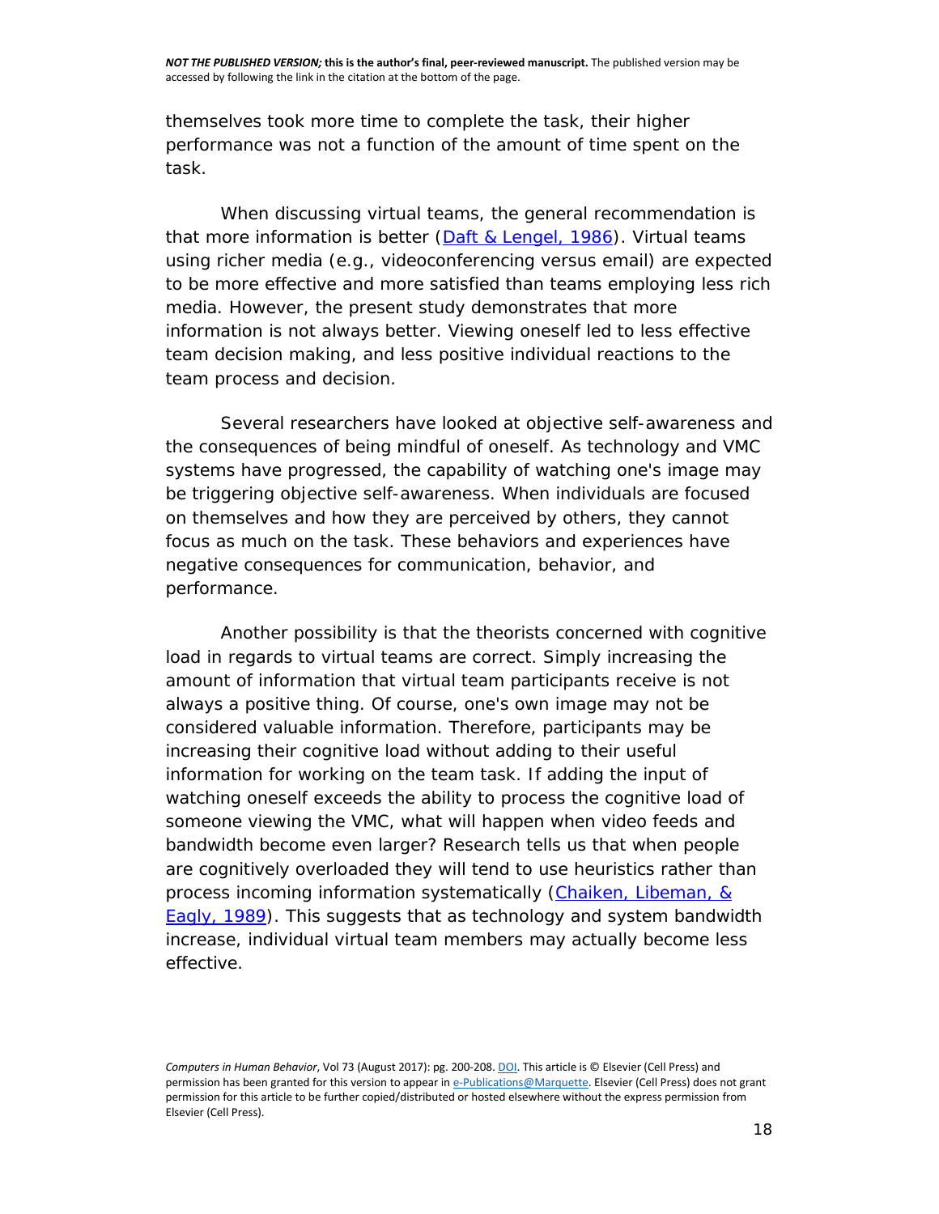themselves took more time to complete the task, their higher performance was not a function of the amount of time spent on the task.

When discussing virtual teams, the general recommendation is that more information is better (Daft & Lengel, 1986). Virtual teams using richer media (e.g., videoconferencing versus email) are expected to be more effective and more satisfied than teams employing less rich media. However, the present study demonstrates that more information is not always better. Viewing oneself led to less effective team decision making, and less positive individual reactions to the team process and decision.

Several researchers have looked at objective self-awareness and the consequences of being mindful of oneself. As technology and VMC systems have progressed, the capability of watching one's image may be triggering objective self-awareness. When individuals are focused on themselves and how they are perceived by others, they cannot focus as much on the task. These behaviors and experiences have negative consequences for communication, behavior, and performance.

Another possibility is that the theorists concerned with cognitive load in regards to virtual teams are correct. Simply increasing the amount of information that virtual team participants receive is not always a positive thing. Of course, one's own image may not be considered valuable information. Therefore, participants may be increasing their cognitive load without adding to their useful information for working on the team task. If adding the input of watching oneself exceeds the ability to process the cognitive load of someone viewing the VMC, what will happen when video feeds and bandwidth become even larger? Research tells us that when people are cognitively overloaded they will tend to use heuristics rather than process incoming information systematically (Chaiken, Libeman, & Eagly, 1989). This suggests that as technology and system bandwidth increase, individual virtual team members may actually become less effective.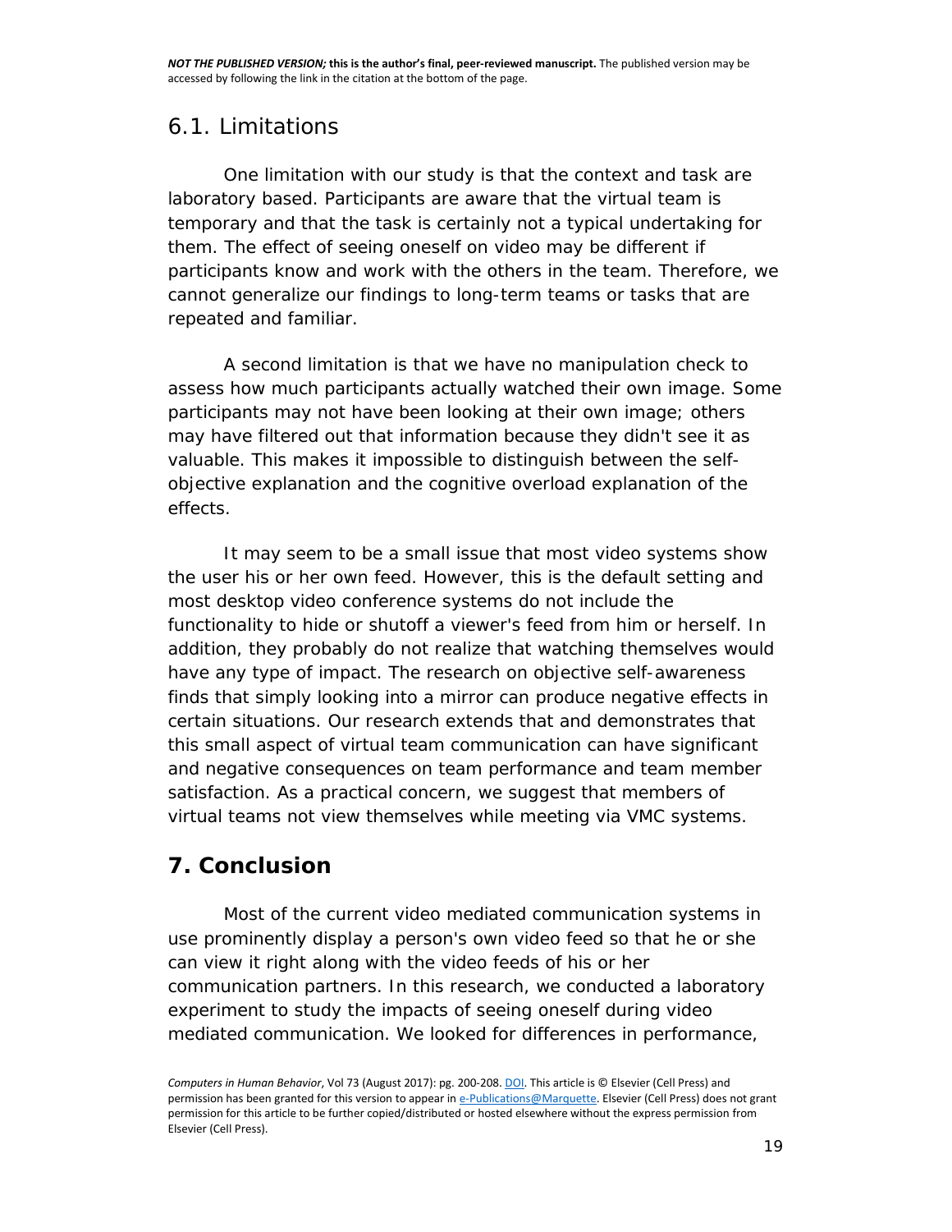## 6.1. Limitations

One limitation with our study is that the context and task are laboratory based. Participants are aware that the virtual team is temporary and that the task is certainly not a typical undertaking for them. The effect of seeing oneself on video may be different if participants know and work with the others in the team. Therefore, we cannot generalize our findings to long-term teams or tasks that are repeated and familiar.

A second limitation is that we have no manipulation check to assess how much participants actually watched their own image. Some participants may not have been looking at their own image; others may have filtered out that information because they didn't see it as valuable. This makes it impossible to distinguish between the self-objective explanation and the cognitive overload explanation of the effects.

It may seem to be a small issue that most video systems show the user his or her own feed. However, this is the default setting and most desktop video conference systems do not include the functionality to hide or shutoff a viewer's feed from him or herself. In addition, they probably do not realize that watching themselves would have any type of impact. The research on objective self-awareness finds that simply looking into a mirror can produce negative effects in certain situations. Our research extends that and demonstrates that this small aspect of virtual team communication can have significant and negative consequences on team performance and team member satisfaction. As a practical concern, we suggest that members of virtual teams not view themselves while meeting via VMC systems.

# 7. Conclusion

Most of the current video mediated communication systems in use prominently display a person's own video feed so that he or she can view it right along with the video feeds of his or her communication partners. In this research, we conducted a laboratory experiment to study the impacts of seeing oneself during video mediated communication. We looked for differences in performance,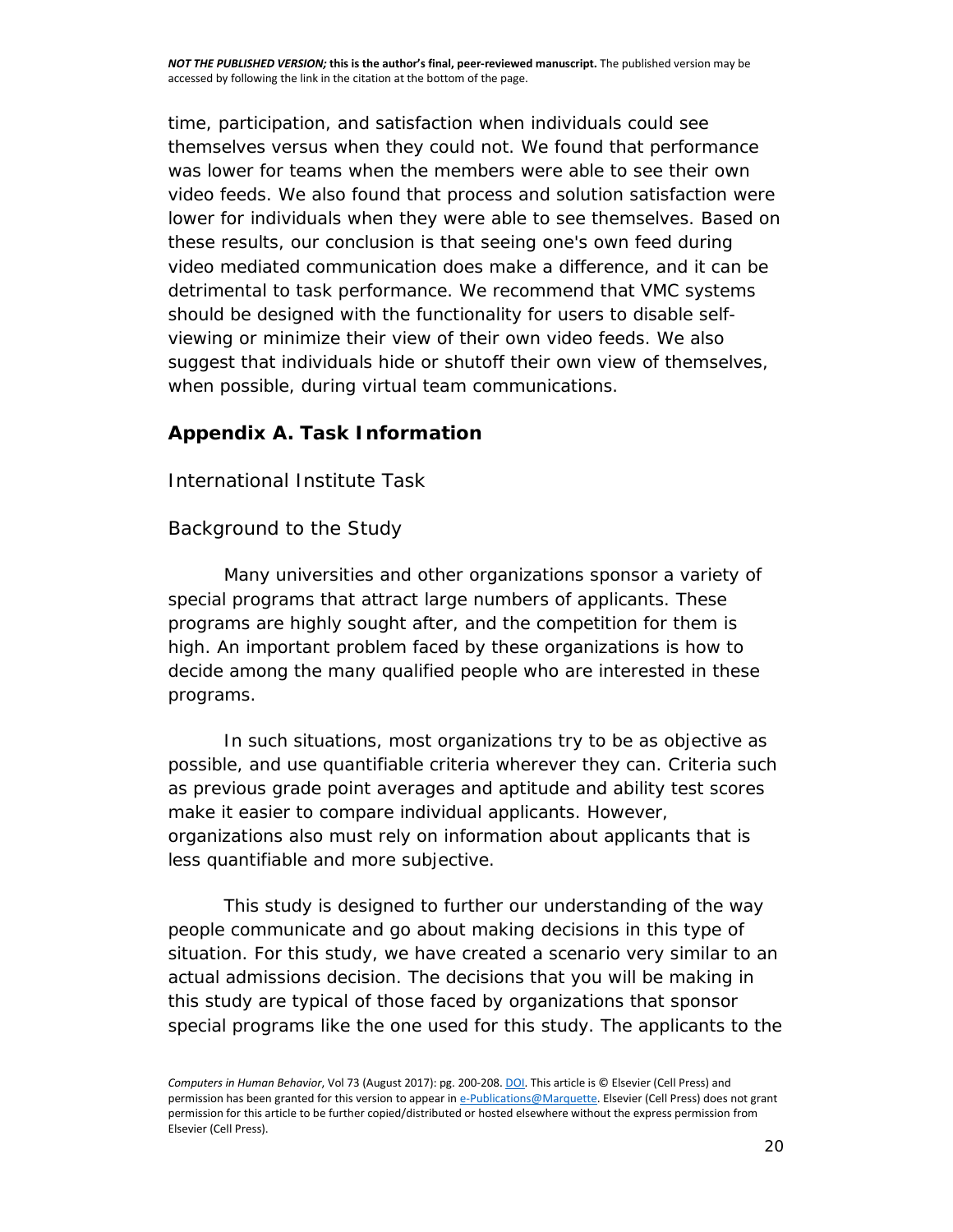time, participation, and satisfaction when individuals could see themselves versus when they could not. We found that performance was lower for teams when the members were able to see their own video feeds. We also found that process and solution satisfaction were lower for individuals when they were able to see themselves. Based on these results, our conclusion is that seeing one's own feed during video mediated communication does make a difference, and it can be detrimental to task performance. We recommend that VMC systems should be designed with the functionality for users to disable self-viewing or minimize their view of their own video feeds. We also suggest that individuals hide or shutoff their own view of themselves, when possible, during virtual team communications.

## Appendix A. Task Information

International Institute Task

Background to the Study

Many universities and other organizations sponsor a variety of special programs that attract large numbers of applicants. These programs are highly sought after, and the competition for them is high. An important problem faced by these organizations is how to decide among the many qualified people who are interested in these programs.

In such situations, most organizations try to be as objective as possible, and use quantifiable criteria wherever they can. Criteria such as previous grade point averages and aptitude and ability test scores make it easier to compare individual applicants. However, organizations also must rely on information about applicants that is less quantifiable and more subjective.

This study is designed to further our understanding of the way people communicate and go about making decisions in this type of situation. For this study, we have created a scenario very similar to an actual admissions decision. The decisions that you will be making in this study are typical of those faced by organizations that sponsor special programs like the one used for this study. The applicants to the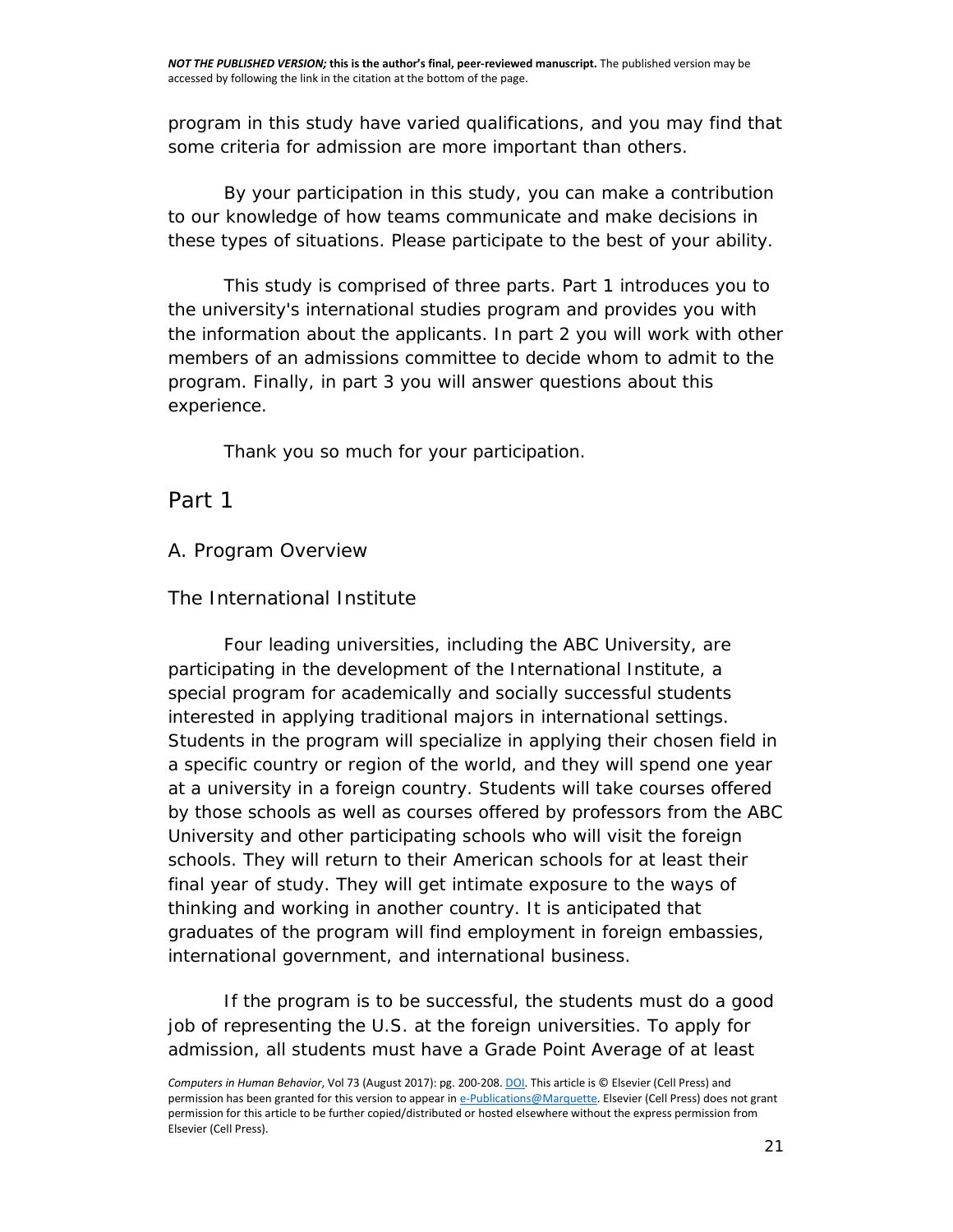program in this study have varied qualifications, and you may find that some criteria for admission are more important than others.

By your participation in this study, you can make a contribution to our knowledge of how teams communicate and make decisions in these types of situations. Please participate to the best of your ability.

This study is comprised of three parts. Part 1 introduces you to the university's international studies program and provides you with the information about the applicants. In part 2 you will work with other members of an admissions committee to decide whom to admit to the program. Finally, in part 3 you will answer questions about this experience.

Thank you so much for your participation.

# Part 1

## A. Program Overview

### The International Institute

Four leading universities, including the ABC University, are participating in the development of the International Institute, a special program for academically and socially successful students interested in applying traditional majors in international settings. Students in the program will specialize in applying their chosen field in a specific country or region of the world, and they will spend one year at a university in a foreign country. Students will take courses offered by those schools as well as courses offered by professors from the ABC University and other participating schools who will visit the foreign schools. They will return to their American schools for at least their final year of study. They will get intimate exposure to the ways of thinking and working in another country. It is anticipated that graduates of the program will find employment in foreign embassies, international government, and international business.

If the program is to be successful, the students must do a good job of representing the U.S. at the foreign universities. To apply for admission, all students must have a Grade Point Average of at least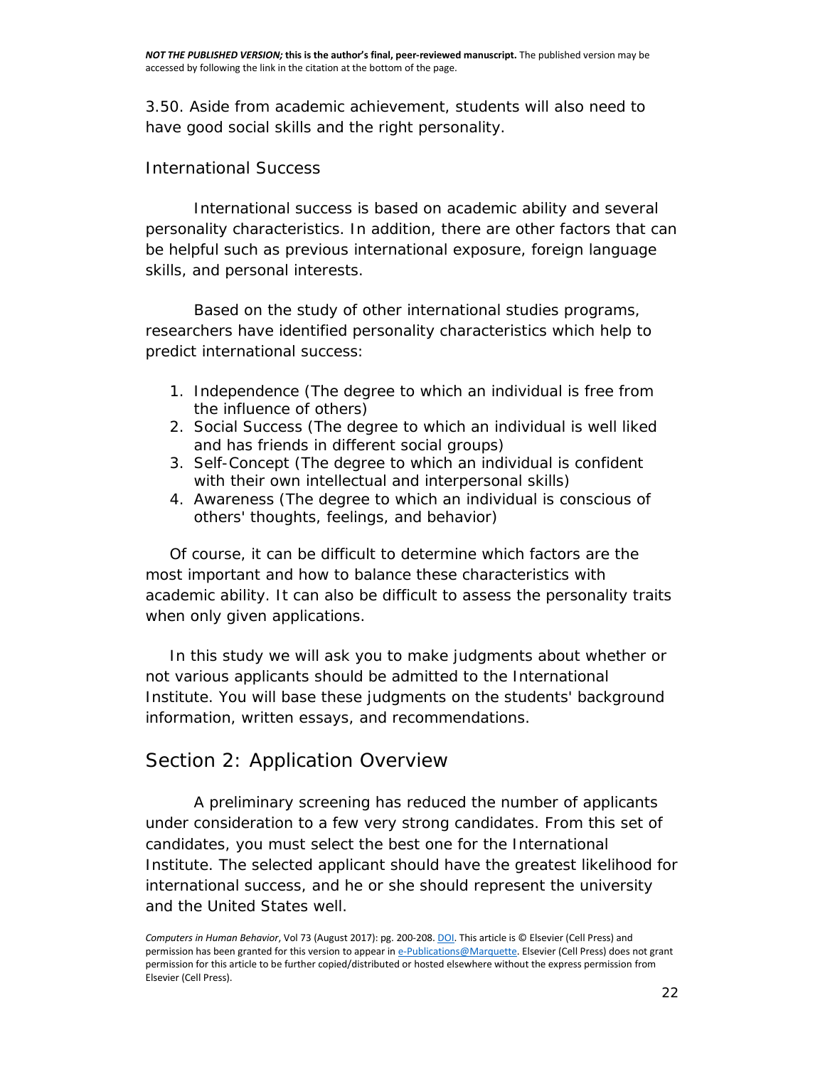3.50. Aside from academic achievement, students will also need to have good social skills and the right personality.

### International Success

International success is based on academic ability and several personality characteristics. In addition, there are other factors that can be helpful such as previous international exposure, foreign language skills, and personal interests.

Based on the study of other international studies programs, researchers have identified personality characteristics which help to predict international success:

1. Independence (The degree to which an individual is free from the influence of others)
2. Social Success (The degree to which an individual is well liked and has friends in different social groups)
3. Self-Concept (The degree to which an individual is confident with their own intellectual and interpersonal skills)
4. Awareness (The degree to which an individual is conscious of others' thoughts, feelings, and behavior)

Of course, it can be difficult to determine which factors are the most important and how to balance these characteristics with academic ability. It can also be difficult to assess the personality traits when only given applications.

In this study we will ask you to make judgments about whether or not various applicants should be admitted to the International Institute. You will base these judgments on the students' background information, written essays, and recommendations.

## Section 2: Application Overview

A preliminary screening has reduced the number of applicants under consideration to a few very strong candidates. From this set of candidates, you must select the best one for the International Institute. The selected applicant should have the greatest likelihood for international success, and he or she should represent the university and the United States well.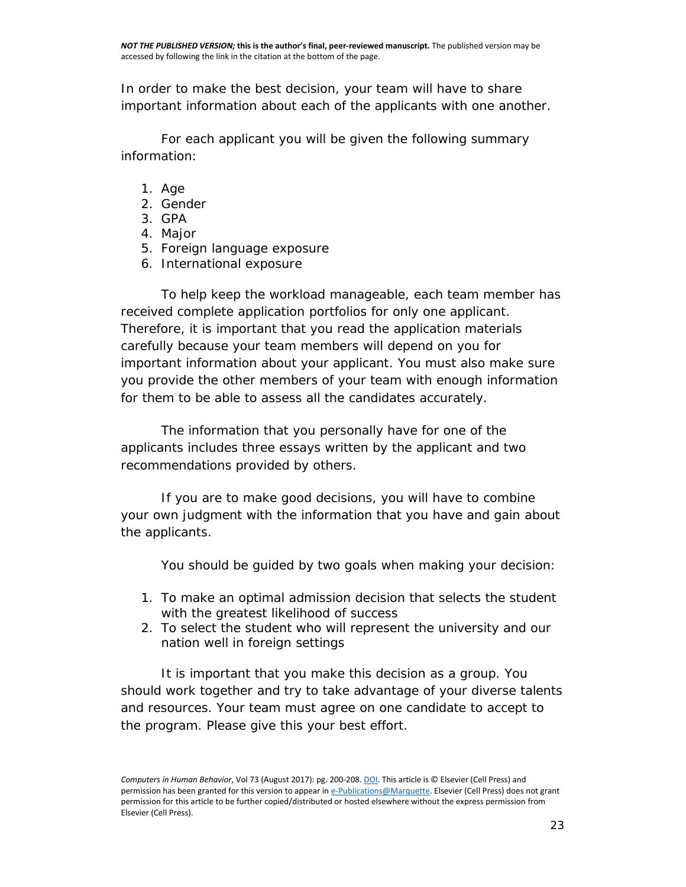In order to make the best decision, your team will have to share important information about each of the applicants with one another.

For each applicant you will be given the following summary information:

1. Age
2. Gender
3. GPA
4. Major
5. Foreign language exposure
6. International exposure

To help keep the workload manageable, each team member has received complete application portfolios for only one applicant. Therefore, it is important that you read the application materials carefully because your team members will depend on you for important information about your applicant. You must also make sure you provide the other members of your team with enough information for them to be able to assess all the candidates accurately.

The information that you personally have for one of the applicants includes three essays written by the applicant and two recommendations provided by others.

If you are to make good decisions, you will have to combine your own judgment with the information that you have and gain about the applicants.

You should be guided by two goals when making your decision:

1. To make an optimal admission decision that selects the student with the greatest likelihood of success
2. To select the student who will represent the university and our nation well in foreign settings

It is important that you make this decision as a group. You should work together and try to take advantage of your diverse talents and resources. Your team must agree on one candidate to accept to the program. Please give this your best effort.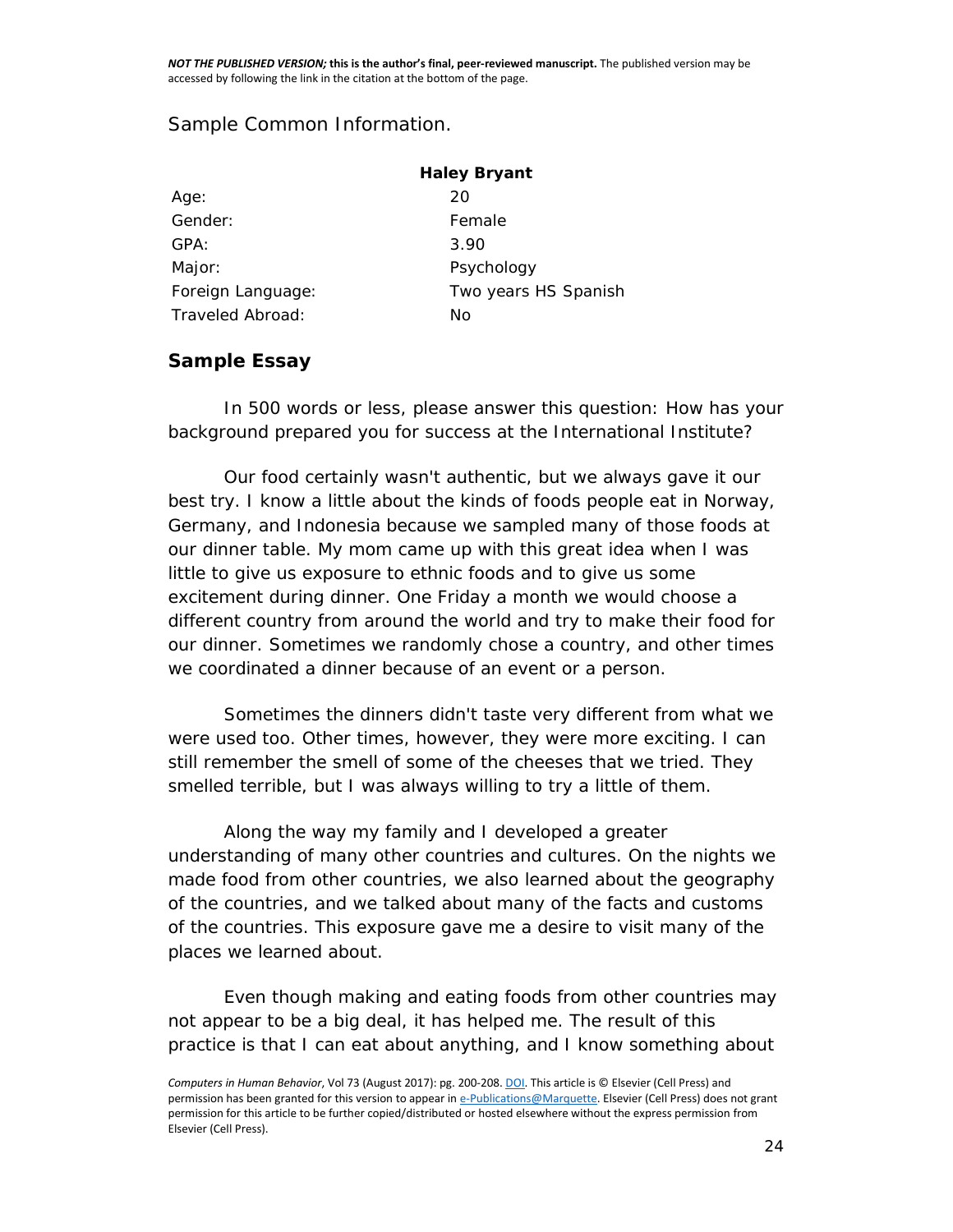Sample Common Information.

| | Haley Bryant |
|---|---|
| Age: | 20 |
| Gender: | Female |
| GPA: | 3.90 |
| Major: | Psychology |
| Foreign Language: | Two years HS Spanish |
| Traveled Abroad: | No |

## Sample Essay

In 500 words or less, please answer this question: How has your background prepared you for success at the International Institute?

Our food certainly wasn't authentic, but we always gave it our best try. I know a little about the kinds of foods people eat in Norway, Germany, and Indonesia because we sampled many of those foods at our dinner table. My mom came up with this great idea when I was little to give us exposure to ethnic foods and to give us some excitement during dinner. One Friday a month we would choose a different country from around the world and try to make their food for our dinner. Sometimes we randomly chose a country, and other times we coordinated a dinner because of an event or a person.

Sometimes the dinners didn't taste very different from what we were used too. Other times, however, they were more exciting. I can still remember the smell of some of the cheeses that we tried. They smelled terrible, but I was always willing to try a little of them.

Along the way my family and I developed a greater understanding of many other countries and cultures. On the nights we made food from other countries, we also learned about the geography of the countries, and we talked about many of the facts and customs of the countries. This exposure gave me a desire to visit many of the places we learned about.

Even though making and eating foods from other countries may not appear to be a big deal, it has helped me. The result of this practice is that I can eat about anything, and I know something about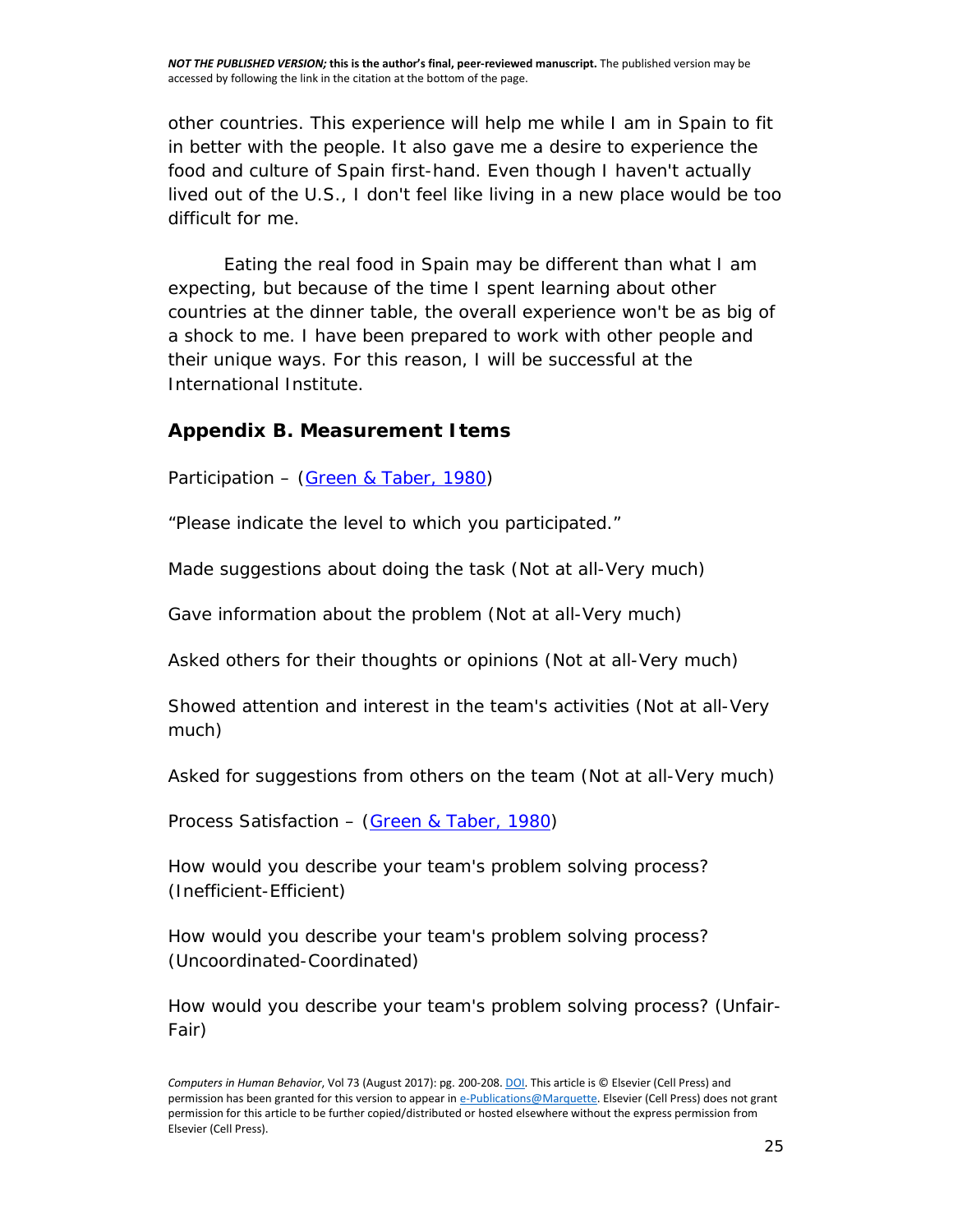other countries. This experience will help me while I am in Spain to fit in better with the people. It also gave me a desire to experience the food and culture of Spain first-hand. Even though I haven't actually lived out of the U.S., I don't feel like living in a new place would be too difficult for me.

Eating the real food in Spain may be different than what I am expecting, but because of the time I spent learning about other countries at the dinner table, the overall experience won't be as big of a shock to me. I have been prepared to work with other people and their unique ways. For this reason, I will be successful at the International Institute.

## Appendix B. Measurement Items

Participation – (Green & Taber, 1980)

"Please indicate the level to which you participated."

Made suggestions about doing the task (Not at all-Very much)

Gave information about the problem (Not at all-Very much)

Asked others for their thoughts or opinions (Not at all-Very much)

Showed attention and interest in the team's activities (Not at all-Very much)

Asked for suggestions from others on the team (Not at all-Very much)

Process Satisfaction – (Green & Taber, 1980)

How would you describe your team's problem solving process? (Inefficient-Efficient)

How would you describe your team's problem solving process? (Uncoordinated-Coordinated)

How would you describe your team's problem solving process? (Unfair-Fair)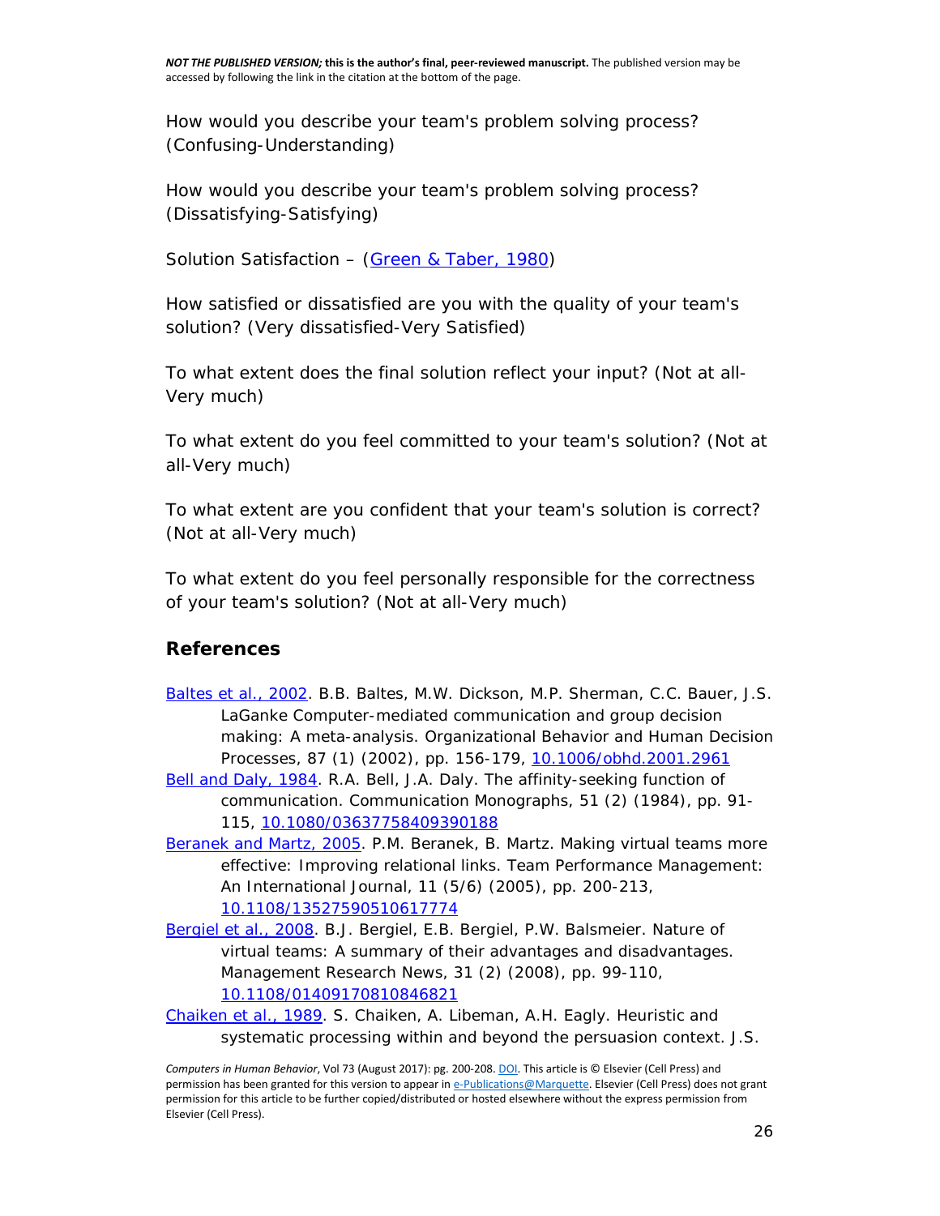How would you describe your team's problem solving process? (Confusing-Understanding)

How would you describe your team's problem solving process? (Dissatisfying-Satisfying)

Solution Satisfaction – (Green & Taber, 1980)

How satisfied or dissatisfied are you with the quality of your team's solution? (Very dissatisfied-Very Satisfied)

To what extent does the final solution reflect your input? (Not at all-Very much)

To what extent do you feel committed to your team's solution? (Not at all-Very much)

To what extent are you confident that your team's solution is correct? (Not at all-Very much)

To what extent do you feel personally responsible for the correctness of your team's solution? (Not at all-Very much)

## References

Baltes et al., 2002. B.B. Baltes, M.W. Dickson, M.P. Sherman, C.C. Bauer, J.S. LaGanke Computer-mediated communication and group decision making: A meta-analysis. Organizational Behavior and Human Decision Processes, 87 (1) (2002), pp. 156-179, 10.1006/obhd.2001.2961

Bell and Daly, 1984. R.A. Bell, J.A. Daly. The affinity-seeking function of communication. Communication Monographs, 51 (2) (1984), pp. 91-115, 10.1080/03637758409390188

Beranek and Martz, 2005. P.M. Beranek, B. Martz. Making virtual teams more effective: Improving relational links. Team Performance Management: An International Journal, 11 (5/6) (2005), pp. 200-213, 10.1108/13527590510617774

Bergiel et al., 2008. B.J. Bergiel, E.B. Bergiel, P.W. Balsmeier. Nature of virtual teams: A summary of their advantages and disadvantages. Management Research News, 31 (2) (2008), pp. 99-110, 10.1108/01409170810846821

Chaiken et al., 1989. S. Chaiken, A. Libeman, A.H. Eagly. Heuristic and systematic processing within and beyond the persuasion context. J.S.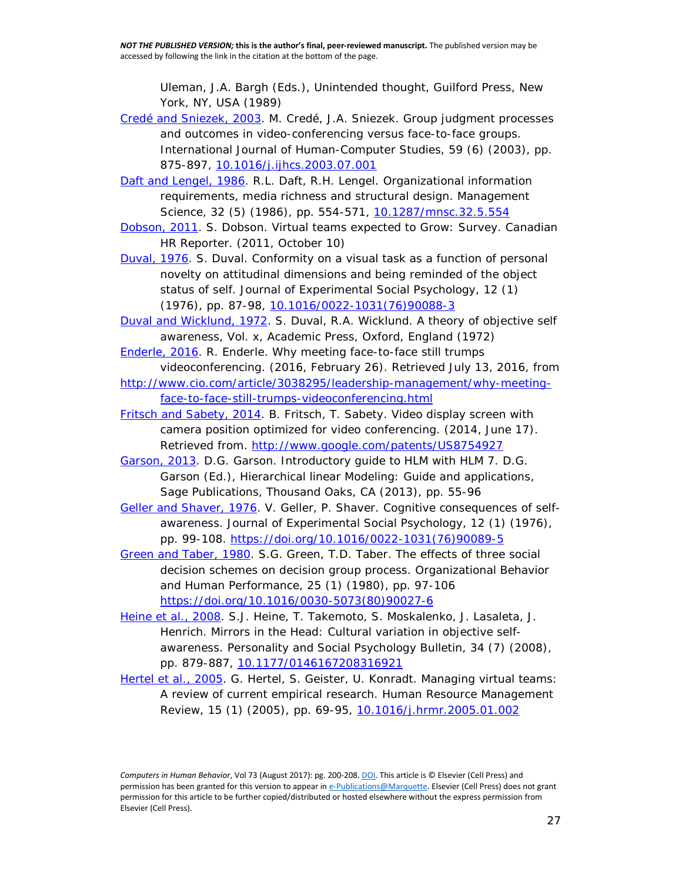Uleman, J.A. Bargh (Eds.), Unintended thought, Guilford Press, New York, NY, USA (1989)

Credé and Sniezek, 2003. M. Credé, J.A. Sniezek. Group judgment processes and outcomes in video-conferencing versus face-to-face groups. International Journal of Human-Computer Studies, 59 (6) (2003), pp. 875-897, 10.1016/j.ijhcs.2003.07.001

Daft and Lengel, 1986. R.L. Daft, R.H. Lengel. Organizational information requirements, media richness and structural design. Management Science, 32 (5) (1986), pp. 554-571, 10.1287/mnsc.32.5.554

Dobson, 2011. S. Dobson. Virtual teams expected to Grow: Survey. Canadian HR Reporter. (2011, October 10)

Duval, 1976. S. Duval. Conformity on a visual task as a function of personal novelty on attitudinal dimensions and being reminded of the object status of self. Journal of Experimental Social Psychology, 12 (1) (1976), pp. 87-98, 10.1016/0022-1031(76)90088-3

Duval and Wicklund, 1972. S. Duval, R.A. Wicklund. A theory of objective self awareness, Vol. x, Academic Press, Oxford, England (1972)

Enderle, 2016. R. Enderle. Why meeting face-to-face still trumps videoconferencing. (2016, February 26). Retrieved July 13, 2016, from http://www.cio.com/article/3038295/leadership-management/why-meeting-face-to-face-still-trumps-videoconferencing.html

Fritsch and Sabety, 2014. B. Fritsch, T. Sabety. Video display screen with camera position optimized for video conferencing. (2014, June 17). Retrieved from. http://www.google.com/patents/US8754927

Garson, 2013. D.G. Garson. Introductory guide to HLM with HLM 7. D.G. Garson (Ed.), Hierarchical linear Modeling: Guide and applications, Sage Publications, Thousand Oaks, CA (2013), pp. 55-96

Geller and Shaver, 1976. V. Geller, P. Shaver. Cognitive consequences of self-awareness. Journal of Experimental Social Psychology, 12 (1) (1976), pp. 99-108. https://doi.org/10.1016/0022-1031(76)90089-5

Green and Taber, 1980. S.G. Green, T.D. Taber. The effects of three social decision schemes on decision group process. Organizational Behavior and Human Performance, 25 (1) (1980), pp. 97-106 https://doi.org/10.1016/0030-5073(80)90027-6

Heine et al., 2008. S.J. Heine, T. Takemoto, S. Moskalenko, J. Lasaleta, J. Henrich. Mirrors in the Head: Cultural variation in objective self-awareness. Personality and Social Psychology Bulletin, 34 (7) (2008), pp. 879-887, 10.1177/0146167208316921

Hertel et al., 2005. G. Hertel, S. Geister, U. Konradt. Managing virtual teams: A review of current empirical research. Human Resource Management Review, 15 (1) (2005), pp. 69-95, 10.1016/j.hrmr.2005.01.002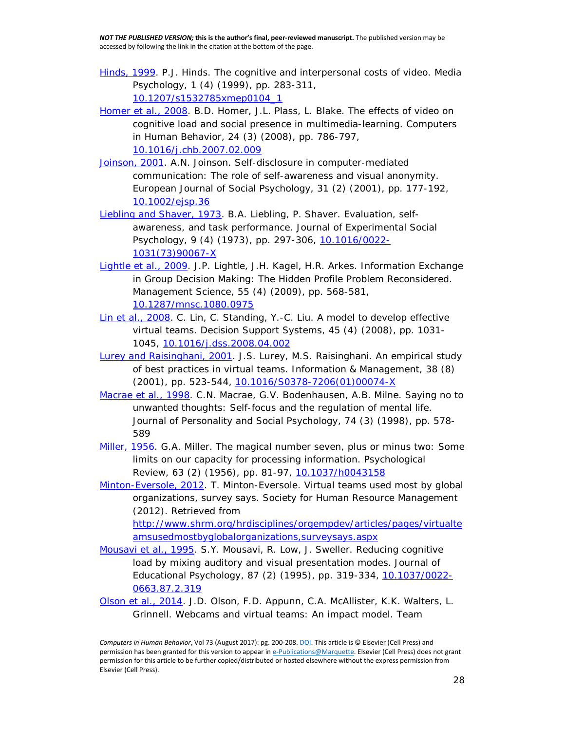Hinds, 1999. P.J. Hinds. The cognitive and interpersonal costs of video. Media Psychology, 1 (4) (1999), pp. 283-311, 10.1207/s1532785xmep0104_1

Homer et al., 2008. B.D. Homer, J.L. Plass, L. Blake. The effects of video on cognitive load and social presence in multimedia-learning. Computers in Human Behavior, 24 (3) (2008), pp. 786-797, 10.1016/j.chb.2007.02.009

Joinson, 2001. A.N. Joinson. Self-disclosure in computer-mediated communication: The role of self-awareness and visual anonymity. European Journal of Social Psychology, 31 (2) (2001), pp. 177-192, 10.1002/ejsp.36

Liebling and Shaver, 1973. B.A. Liebling, P. Shaver. Evaluation, self-awareness, and task performance. Journal of Experimental Social Psychology, 9 (4) (1973), pp. 297-306, 10.1016/0022-1031(73)90067-X

Lightle et al., 2009. J.P. Lightle, J.H. Kagel, H.R. Arkes. Information Exchange in Group Decision Making: The Hidden Profile Problem Reconsidered. Management Science, 55 (4) (2009), pp. 568-581, 10.1287/mnsc.1080.0975

Lin et al., 2008. C. Lin, C. Standing, Y.-C. Liu. A model to develop effective virtual teams. Decision Support Systems, 45 (4) (2008), pp. 1031-1045, 10.1016/j.dss.2008.04.002

Lurey and Raisinghani, 2001. J.S. Lurey, M.S. Raisinghani. An empirical study of best practices in virtual teams. Information & Management, 38 (8) (2001), pp. 523-544, 10.1016/S0378-7206(01)00074-X

Macrae et al., 1998. C.N. Macrae, G.V. Bodenhausen, A.B. Milne. Saying no to unwanted thoughts: Self-focus and the regulation of mental life. Journal of Personality and Social Psychology, 74 (3) (1998), pp. 578-589

Miller, 1956. G.A. Miller. The magical number seven, plus or minus two: Some limits on our capacity for processing information. Psychological Review, 63 (2) (1956), pp. 81-97, 10.1037/h0043158

Minton-Eversole, 2012. T. Minton-Eversole. Virtual teams used most by global organizations, survey says. Society for Human Resource Management (2012). Retrieved from http://www.shrm.org/hrdisciplines/orgempdev/articles/pages/virtualteamsusedmostbyglobalorganizations,surveysays.aspx

Mousavi et al., 1995. S.Y. Mousavi, R. Low, J. Sweller. Reducing cognitive load by mixing auditory and visual presentation modes. Journal of Educational Psychology, 87 (2) (1995), pp. 319-334, 10.1037/0022-0663.87.2.319

Olson et al., 2014. J.D. Olson, F.D. Appunn, C.A. McAllister, K.K. Walters, L. Grinnell. Webcams and virtual teams: An impact model. Team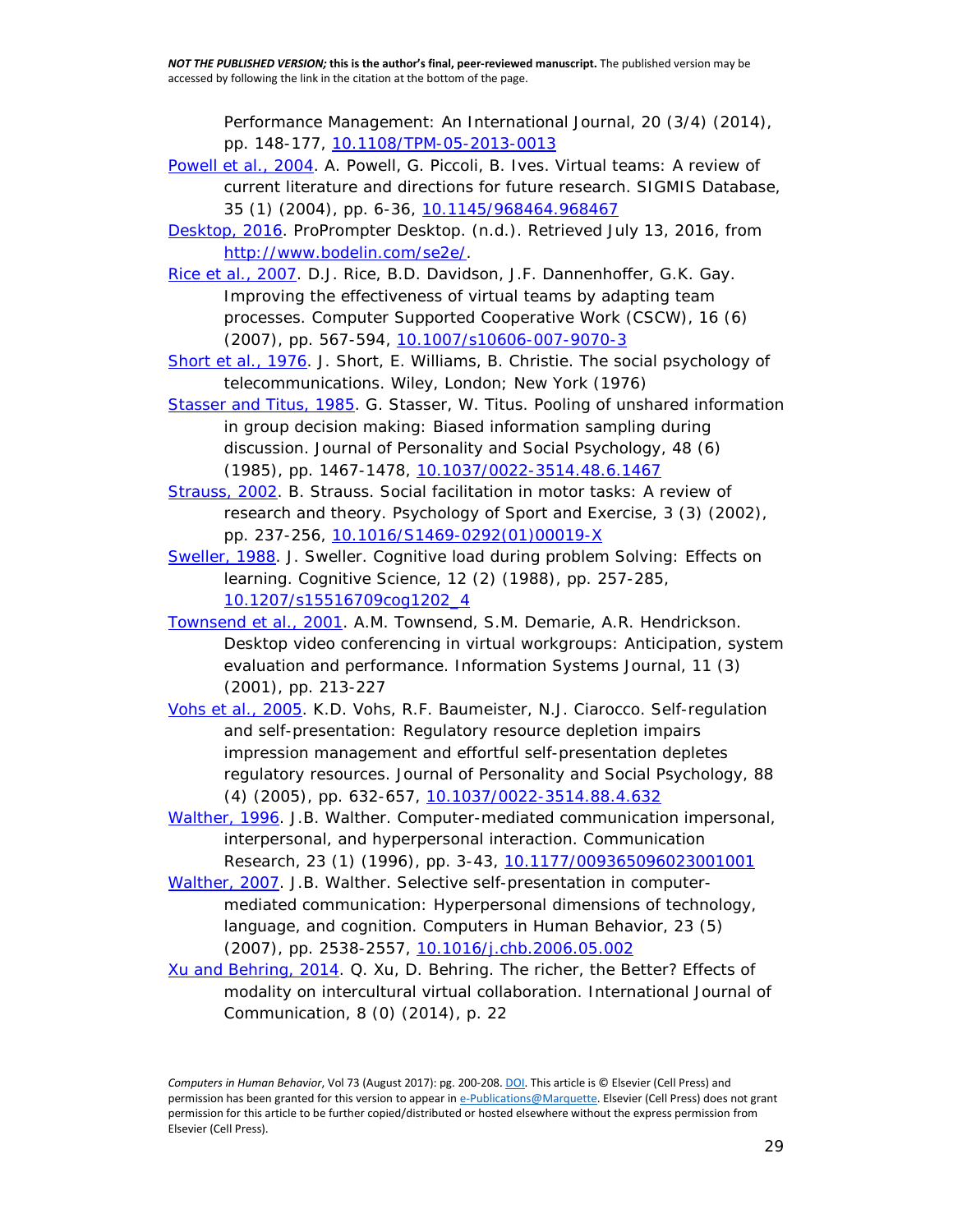Performance Management: An International Journal, 20 (3/4) (2014), pp. 148-177, [10.1108/TPM-05-2013-0013](10.1108/TPM-05-2013-0013)

[Powell et al., 2004](). A. Powell, G. Piccoli, B. Ives. Virtual teams: A review of current literature and directions for future research. SIGMIS Database, 35 (1) (2004), pp. 6-36, [10.1145/968464.968467](10.1145/968464.968467)

[Desktop, 2016](). ProPrompter Desktop. (n.d.). Retrieved July 13, 2016, from [http://www.bodelin.com/se2e/](http://www.bodelin.com/se2e/).

[Rice et al., 2007](). D.J. Rice, B.D. Davidson, J.F. Dannenhoffer, G.K. Gay. Improving the effectiveness of virtual teams by adapting team processes. Computer Supported Cooperative Work (CSCW), 16 (6) (2007), pp. 567-594, [10.1007/s10606-007-9070-3](10.1007/s10606-007-9070-3)

[Short et al., 1976](). J. Short, E. Williams, B. Christie. The social psychology of telecommunications. Wiley, London; New York (1976)

[Stasser and Titus, 1985](). G. Stasser, W. Titus. Pooling of unshared information in group decision making: Biased information sampling during discussion. Journal of Personality and Social Psychology, 48 (6) (1985), pp. 1467-1478, [10.1037/0022-3514.48.6.1467](10.1037/0022-3514.48.6.1467)

[Strauss, 2002](). B. Strauss. Social facilitation in motor tasks: A review of research and theory. Psychology of Sport and Exercise, 3 (3) (2002), pp. 237-256, [10.1016/S1469-0292(01)00019-X](10.1016/S1469-0292(01)00019-X)

[Sweller, 1988](). J. Sweller. Cognitive load during problem Solving: Effects on learning. Cognitive Science, 12 (2) (1988), pp. 257-285, [10.1207/s15516709cog1202_4](10.1207/s15516709cog1202_4)

[Townsend et al., 2001](). A.M. Townsend, S.M. Demarie, A.R. Hendrickson. Desktop video conferencing in virtual workgroups: Anticipation, system evaluation and performance. Information Systems Journal, 11 (3) (2001), pp. 213-227

[Vohs et al., 2005](). K.D. Vohs, R.F. Baumeister, N.J. Ciarocco. Self-regulation and self-presentation: Regulatory resource depletion impairs impression management and effortful self-presentation depletes regulatory resources. Journal of Personality and Social Psychology, 88 (4) (2005), pp. 632-657, [10.1037/0022-3514.88.4.632](10.1037/0022-3514.88.4.632)

[Walther, 1996](). J.B. Walther. Computer-mediated communication impersonal, interpersonal, and hyperpersonal interaction. Communication Research, 23 (1) (1996), pp. 3-43, [10.1177/009365096023001001](10.1177/009365096023001001)

[Walther, 2007](). J.B. Walther. Selective self-presentation in computer-mediated communication: Hyperpersonal dimensions of technology, language, and cognition. Computers in Human Behavior, 23 (5) (2007), pp. 2538-2557, [10.1016/j.chb.2006.05.002](10.1016/j.chb.2006.05.002)

[Xu and Behring, 2014](). Q. Xu, D. Behring. The richer, the Better? Effects of modality on intercultural virtual collaboration. International Journal of Communication, 8 (0) (2014), p. 22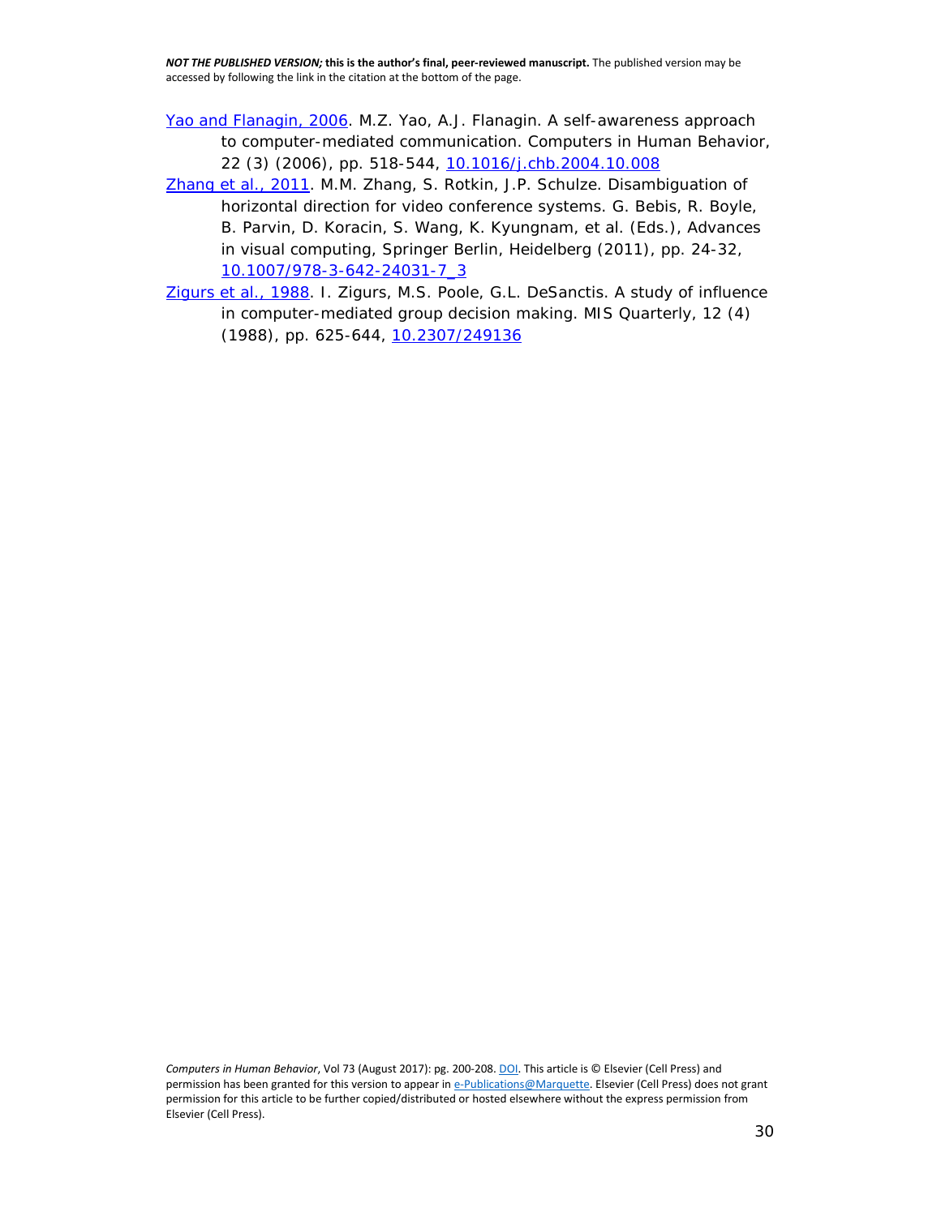Yao and Flanagin, 2006. M.Z. Yao, A.J. Flanagin. A self-awareness approach to computer-mediated communication. Computers in Human Behavior, 22 (3) (2006), pp. 518-544, 10.1016/j.chb.2004.10.008

Zhang et al., 2011. M.M. Zhang, S. Rotkin, J.P. Schulze. Disambiguation of horizontal direction for video conference systems. G. Bebis, R. Boyle, B. Parvin, D. Koracin, S. Wang, K. Kyungnam, et al. (Eds.), Advances in visual computing, Springer Berlin, Heidelberg (2011), pp. 24-32, 10.1007/978-3-642-24031-7_3

Zigurs et al., 1988. I. Zigurs, M.S. Poole, G.L. DeSanctis. A study of influence in computer-mediated group decision making. MIS Quarterly, 12 (4) (1988), pp. 625-644, 10.2307/249136